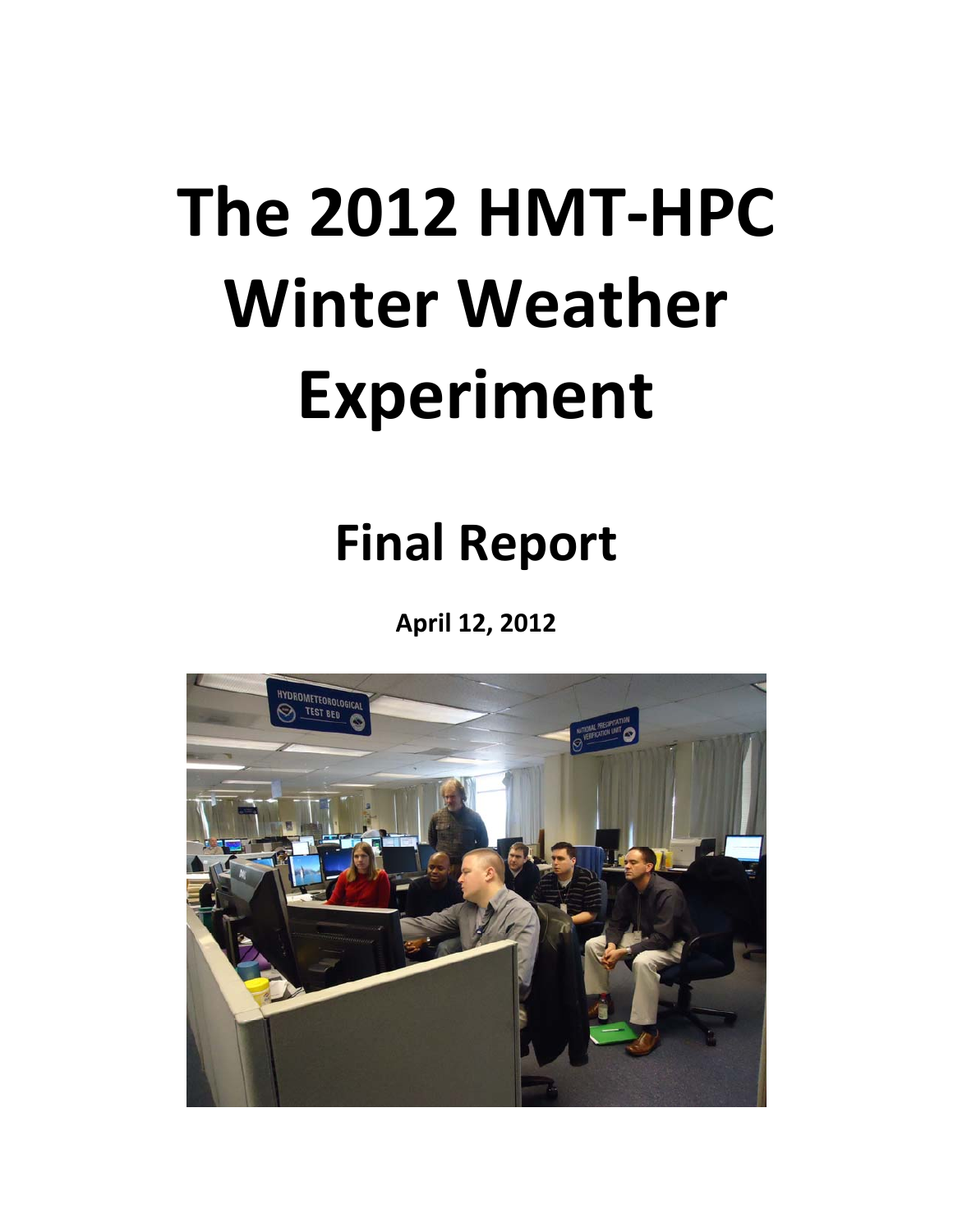# The 2012 HMT-HPC Winter Weather Experiment

## Final Report

**April 12, 2012**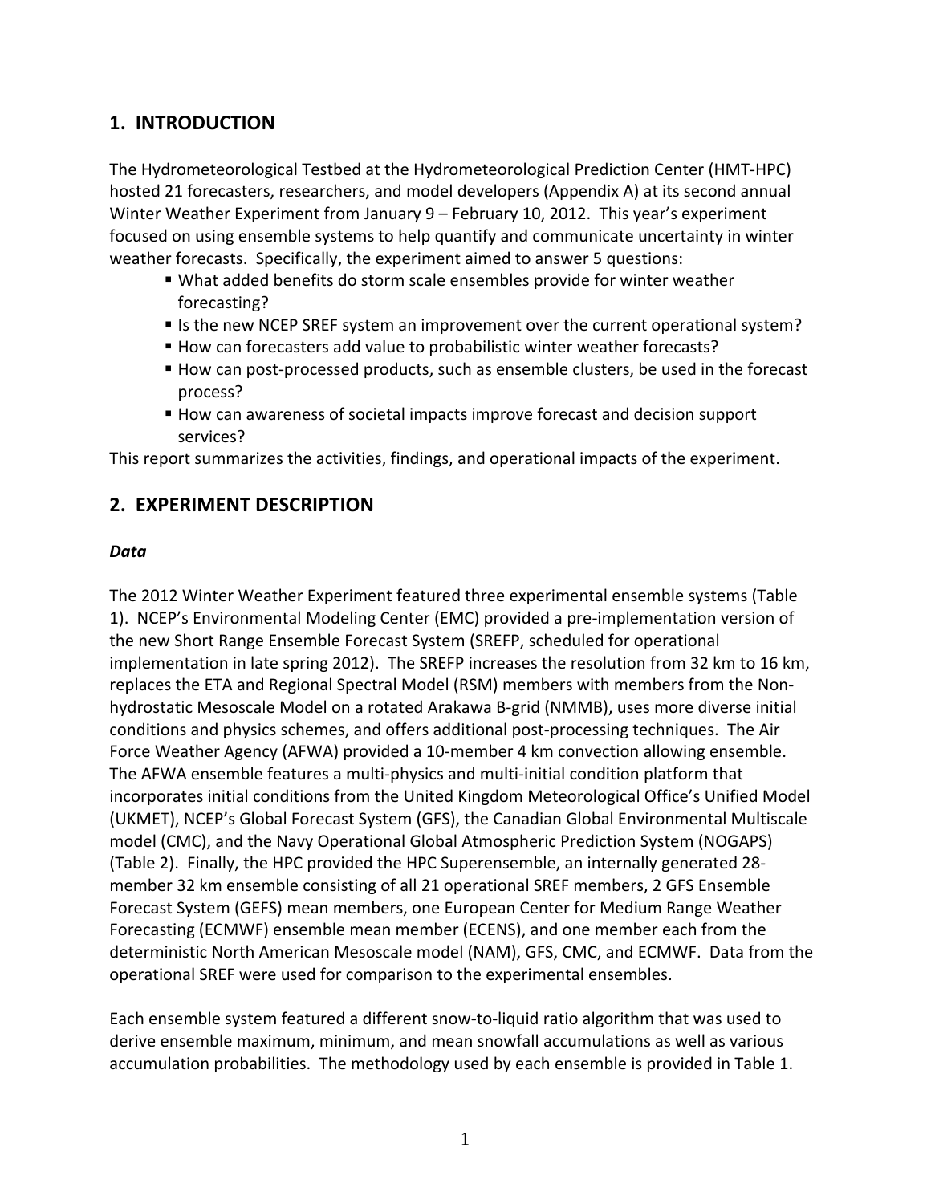## 1. INTRODUCTION

The Hydrometeorological Testbed at the Hydrometeorological Prediction Center (HMT-HPC) hosted 21 forecasters, researchers, and model developers (Appendix A) at its second annual Winter Weather Experiment from January 9 – February 10, 2012. This year's experiment focused on using ensemble systems to help quantify and communicate uncertainty in winter weather forecasts. Specifically, the experiment aimed to answer 5 questions:

- What added benefits do storm scale ensembles provide for winter weather forecasting?
- Is the new NCEP SREF system an improvement over the current operational system?
- How can forecasters add value to probabilistic winter weather forecasts?
- How can post-processed products, such as ensemble clusters, be used in the forecast process?
- How can awareness of societal impacts improve forecast and decision support services?

This report summarizes the activities, findings, and operational impacts of the experiment.

## 2. EXPERIMENT DESCRIPTION

### *Data*

The 2012 Winter Weather Experiment featured three experimental ensemble systems (Table 1). NCEP's Environmental Modeling Center (EMC) provided a pre-implementation version of the new Short Range Ensemble Forecast System (SREFP, scheduled for operational implementation in late spring 2012). The SREFP increases the resolution from 32 km to 16 km, replaces the ETA and Regional Spectral Model (RSM) members with members from the Non-hydrostatic Mesoscale Model on a rotated Arakawa B-grid (NMMB), uses more diverse initial conditions and physics schemes, and offers additional post-processing techniques. The Air Force Weather Agency (AFWA) provided a 10-member 4 km convection allowing ensemble. The AFWA ensemble features a multi-physics and multi-initial condition platform that incorporates initial conditions from the United Kingdom Meteorological Office's Unified Model (UKMET), NCEP's Global Forecast System (GFS), the Canadian Global Environmental Multiscale model (CMC), and the Navy Operational Global Atmospheric Prediction System (NOGAPS) (Table 2). Finally, the HPC provided the HPC Superensemble, an internally generated 28-member 32 km ensemble consisting of all 21 operational SREF members, 2 GFS Ensemble Forecast System (GEFS) mean members, one European Center for Medium Range Weather Forecasting (ECMWF) ensemble mean member (ECENS), and one member each from the deterministic North American Mesoscale model (NAM), GFS, CMC, and ECMWF. Data from the operational SREF were used for comparison to the experimental ensembles.

Each ensemble system featured a different snow-to-liquid ratio algorithm that was used to derive ensemble maximum, minimum, and mean snowfall accumulations as well as various accumulation probabilities. The methodology used by each ensemble is provided in Table 1.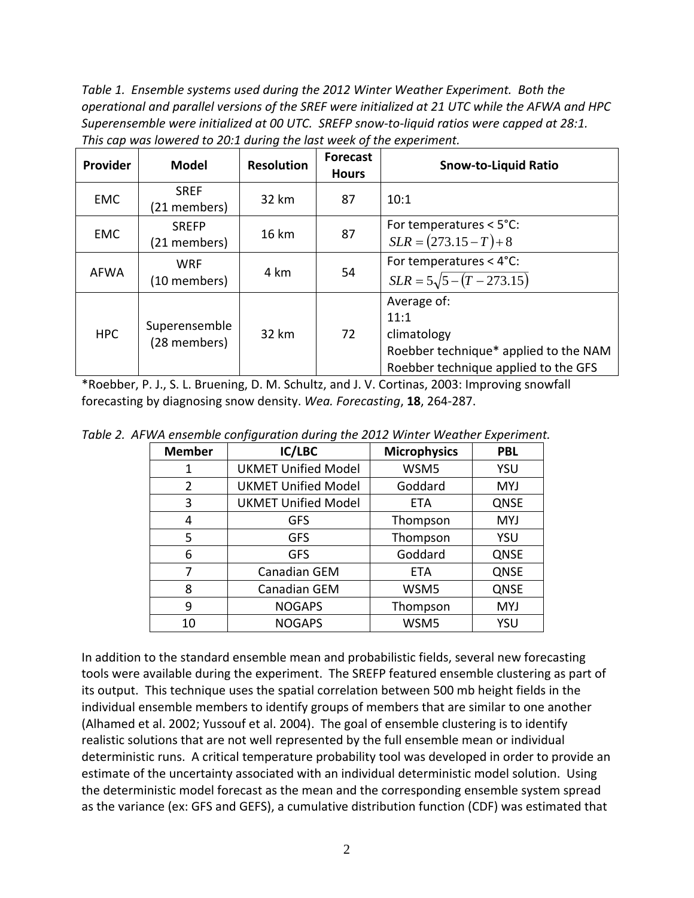*Table 1. Ensemble systems used during the 2012 Winter Weather Experiment. Both the operational and parallel versions of the SREF were initialized at 21 UTC while the AFWA and HPC Superensemble were initialized at 00 UTC. SREFP snow-to-liquid ratios were capped at 28:1. This cap was lowered to 20:1 during the last week of the experiment.*

| Provider | Model | Resolution | Forecast Hours | Snow-to-Liquid Ratio |
|---|---|---|---|---|
| EMC | SREF (21 members) | 32 km | 87 | 10:1 |
| EMC | SREFP (21 members) | 16 km | 87 | For temperatures < 5°C: $SLR = (273.15 - T) + 8$ |
| AFWA | WRF (10 members) | 4 km | 54 | For temperatures < 4°C: $SLR = 5\sqrt{5 - (T - 273.15)}$ |
| HPC | Superensemble (28 members) | 32 km | 72 | Average of: 11:1 climatology Roebber technique* applied to the NAM Roebber technique applied to the GFS |

*Roebber, P. J., S. L. Bruening, D. M. Schultz, and J. V. Cortinas, 2003: Improving snowfall forecasting by diagnosing snow density. *Wea. Forecasting*, **18**, 264-287.

*Table 2. AFWA ensemble configuration during the 2012 Winter Weather Experiment.*

| Member | IC/LBC | Microphysics | PBL |
|---|---|---|---|
| 1 | UKMET Unified Model | WSM5 | YSU |
| 2 | UKMET Unified Model | Goddard | MYJ |
| 3 | UKMET Unified Model | ETA | QNSE |
| 4 | GFS | Thompson | MYJ |
| 5 | GFS | Thompson | YSU |
| 6 | GFS | Goddard | QNSE |
| 7 | Canadian GEM | ETA | QNSE |
| 8 | Canadian GEM | WSM5 | QNSE |
| 9 | NOGAPS | Thompson | MYJ |
| 10 | NOGAPS | WSM5 | YSU |

In addition to the standard ensemble mean and probabilistic fields, several new forecasting tools were available during the experiment. The SREFP featured ensemble clustering as part of its output. This technique uses the spatial correlation between 500 mb height fields in the individual ensemble members to identify groups of members that are similar to one another (Alhamed et al. 2002; Yussouf et al. 2004). The goal of ensemble clustering is to identify realistic solutions that are not well represented by the full ensemble mean or individual deterministic runs. A critical temperature probability tool was developed in order to provide an estimate of the uncertainty associated with an individual deterministic model solution. Using the deterministic model forecast as the mean and the corresponding ensemble system spread as the variance (ex: GFS and GEFS), a cumulative distribution function (CDF) was estimated that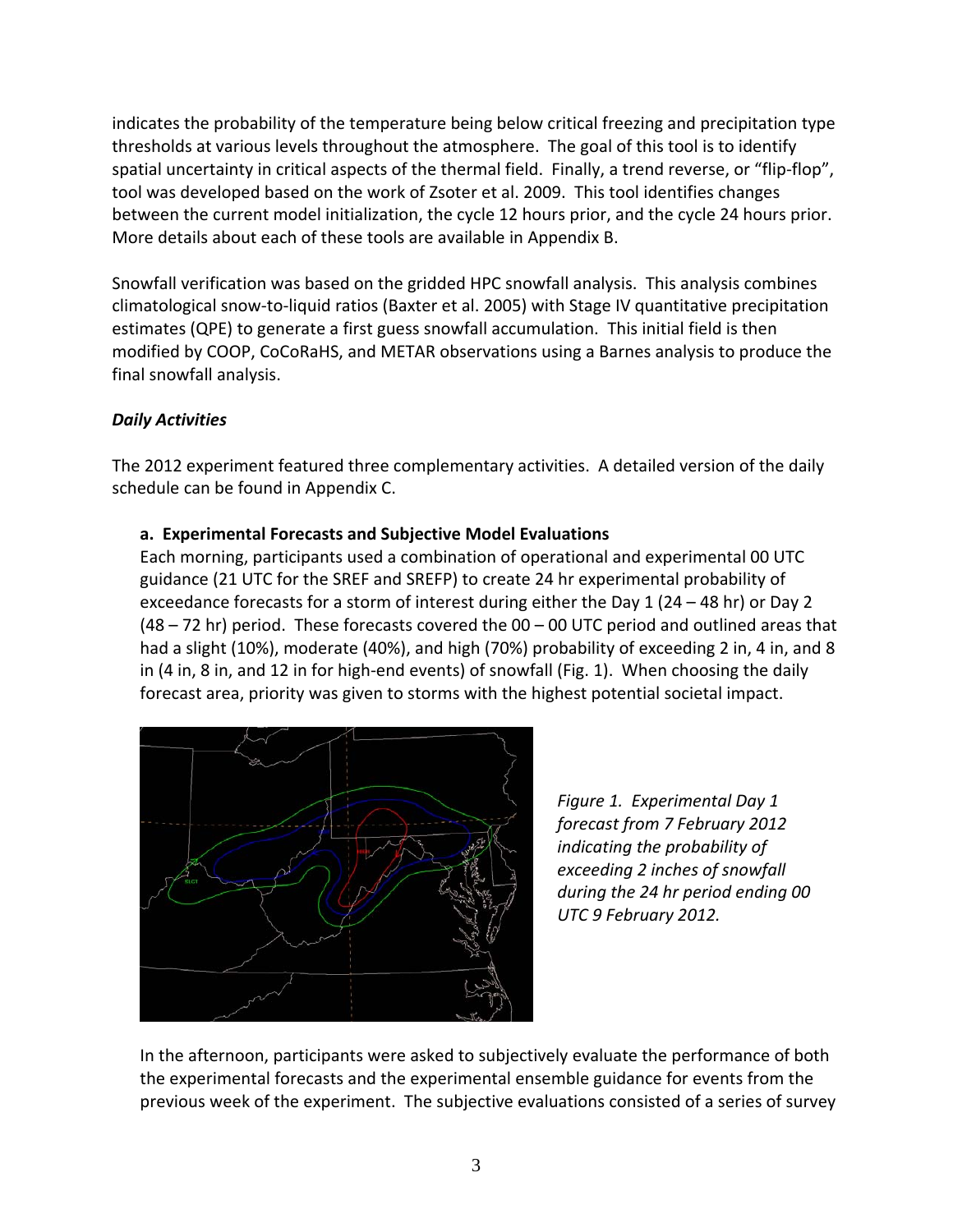indicates the probability of the temperature being below critical freezing and precipitation type thresholds at various levels throughout the atmosphere. The goal of this tool is to identify spatial uncertainty in critical aspects of the thermal field. Finally, a trend reverse, or "flip-flop", tool was developed based on the work of Zsoter et al. 2009. This tool identifies changes between the current model initialization, the cycle 12 hours prior, and the cycle 24 hours prior. More details about each of these tools are available in Appendix B.

Snowfall verification was based on the gridded HPC snowfall analysis. This analysis combines climatological snow-to-liquid ratios (Baxter et al. 2005) with Stage IV quantitative precipitation estimates (QPE) to generate a first guess snowfall accumulation. This initial field is then modified by COOP, CoCoRaHS, and METAR observations using a Barnes analysis to produce the final snowfall analysis.

***Daily Activities***

The 2012 experiment featured three complementary activities. A detailed version of the daily schedule can be found in Appendix C.

**a. Experimental Forecasts and Subjective Model Evaluations**

Each morning, participants used a combination of operational and experimental 00 UTC guidance (21 UTC for the SREF and SREFP) to create 24 hr experimental probability of exceedance forecasts for a storm of interest during either the Day 1 (24 – 48 hr) or Day 2 (48 – 72 hr) period. These forecasts covered the 00 – 00 UTC period and outlined areas that had a slight (10%), moderate (40%), and high (70%) probability of exceeding 2 in, 4 in, and 8 in (4 in, 8 in, and 12 in for high-end events) of snowfall (Fig. 1). When choosing the daily forecast area, priority was given to storms with the highest potential societal impact.

*Figure 1. Experimental Day 1 forecast from 7 February 2012 indicating the probability of exceeding 2 inches of snowfall during the 24 hr period ending 00 UTC 9 February 2012.*

In the afternoon, participants were asked to subjectively evaluate the performance of both the experimental forecasts and the experimental ensemble guidance for events from the previous week of the experiment. The subjective evaluations consisted of a series of survey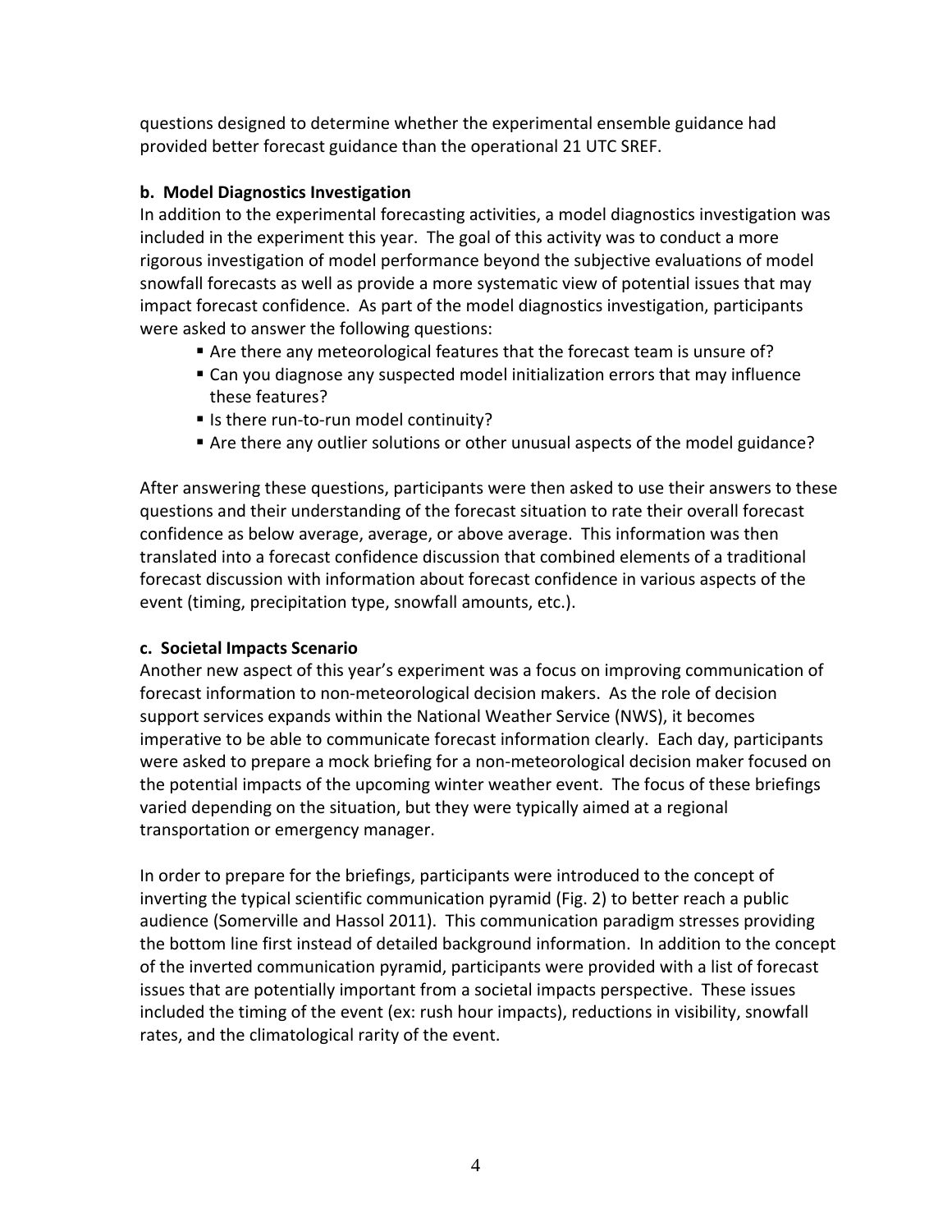questions designed to determine whether the experimental ensemble guidance had provided better forecast guidance than the operational 21 UTC SREF.

**b. Model Diagnostics Investigation**

In addition to the experimental forecasting activities, a model diagnostics investigation was included in the experiment this year. The goal of this activity was to conduct a more rigorous investigation of model performance beyond the subjective evaluations of model snowfall forecasts as well as provide a more systematic view of potential issues that may impact forecast confidence. As part of the model diagnostics investigation, participants were asked to answer the following questions:

- Are there any meteorological features that the forecast team is unsure of?
- Can you diagnose any suspected model initialization errors that may influence these features?
- Is there run-to-run model continuity?
- Are there any outlier solutions or other unusual aspects of the model guidance?

After answering these questions, participants were then asked to use their answers to these questions and their understanding of the forecast situation to rate their overall forecast confidence as below average, average, or above average. This information was then translated into a forecast confidence discussion that combined elements of a traditional forecast discussion with information about forecast confidence in various aspects of the event (timing, precipitation type, snowfall amounts, etc.).

**c. Societal Impacts Scenario**

Another new aspect of this year's experiment was a focus on improving communication of forecast information to non-meteorological decision makers. As the role of decision support services expands within the National Weather Service (NWS), it becomes imperative to be able to communicate forecast information clearly. Each day, participants were asked to prepare a mock briefing for a non-meteorological decision maker focused on the potential impacts of the upcoming winter weather event. The focus of these briefings varied depending on the situation, but they were typically aimed at a regional transportation or emergency manager.

In order to prepare for the briefings, participants were introduced to the concept of inverting the typical scientific communication pyramid (Fig. 2) to better reach a public audience (Somerville and Hassol 2011). This communication paradigm stresses providing the bottom line first instead of detailed background information. In addition to the concept of the inverted communication pyramid, participants were provided with a list of forecast issues that are potentially important from a societal impacts perspective. These issues included the timing of the event (ex: rush hour impacts), reductions in visibility, snowfall rates, and the climatological rarity of the event.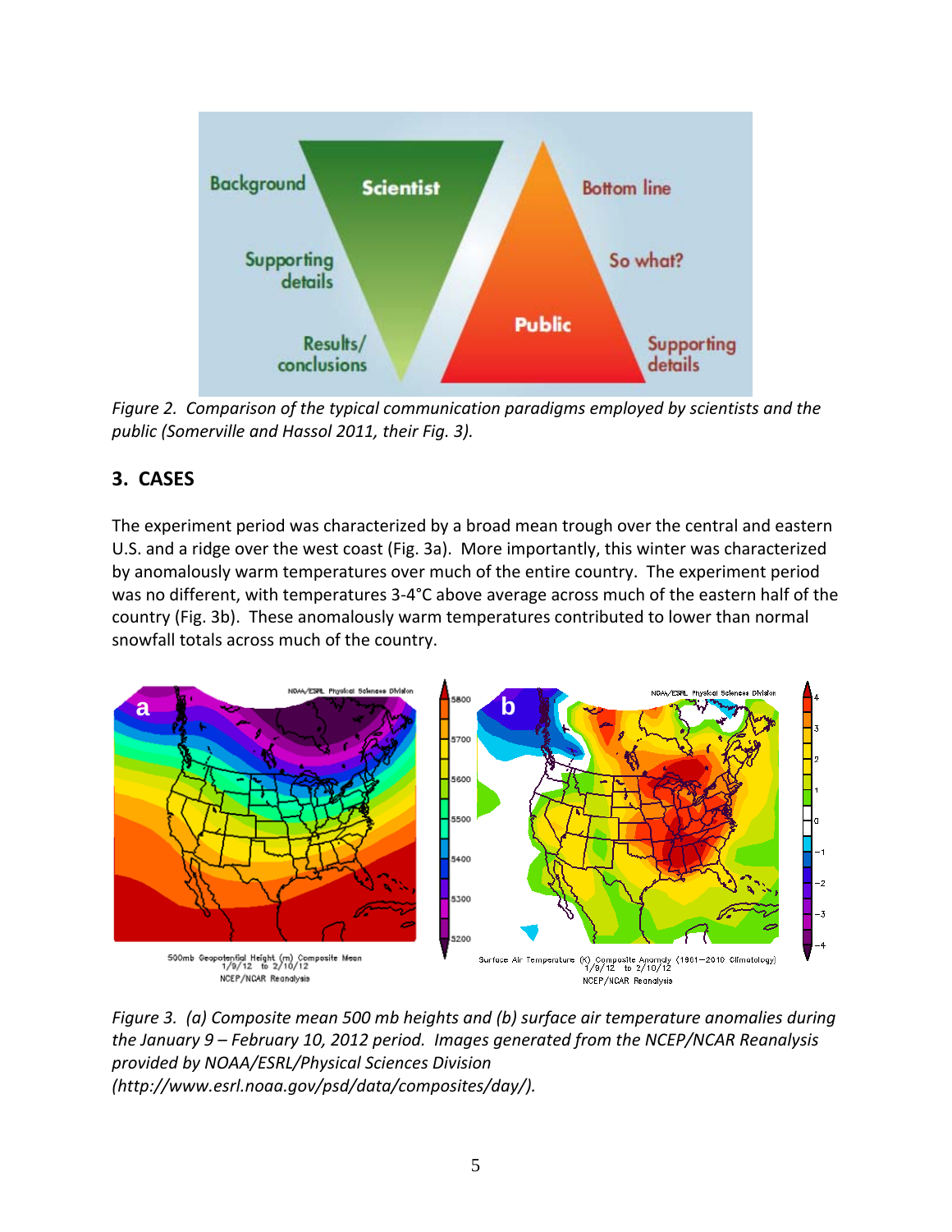Background

Scientist

Supporting details

Results/ conclusions

Bottom line

So what?

Public

Supporting details

*Figure 2. Comparison of the typical communication paradigms employed by scientists and the public (Somerville and Hassol 2011, their Fig. 3).*

## 3. CASES

The experiment period was characterized by a broad mean trough over the central and eastern U.S. and a ridge over the west coast (Fig. 3a). More importantly, this winter was characterized by anomalously warm temperatures over much of the entire country. The experiment period was no different, with temperatures 3-4°C above average across much of the eastern half of the country (Fig. 3b). These anomalously warm temperatures contributed to lower than normal snowfall totals across much of the country.

a

NOAA/ESRL Physical Sciences Division

5800
5700
5600
5500
5400
5300
5200

500mb Geopotential Height (m) Composite Mean
1/9/12 to 2/10/12
NCEP/NCAR Reanalysis

b

NOAA/ESRL Physical Sciences Division

4
3
2
1
0
−1
−2
−3
−4

Surface Air Temperature (K) Composite Anomaly (1981−2010 climatology)
1/9/12 to 2/10/12
NCEP/NCAR Reanalysis

*Figure 3. (a) Composite mean 500 mb heights and (b) surface air temperature anomalies during the January 9 – February 10, 2012 period. Images generated from the NCEP/NCAR Reanalysis provided by NOAA/ESRL/Physical Sciences Division (http://www.esrl.noaa.gov/psd/data/composites/day/).*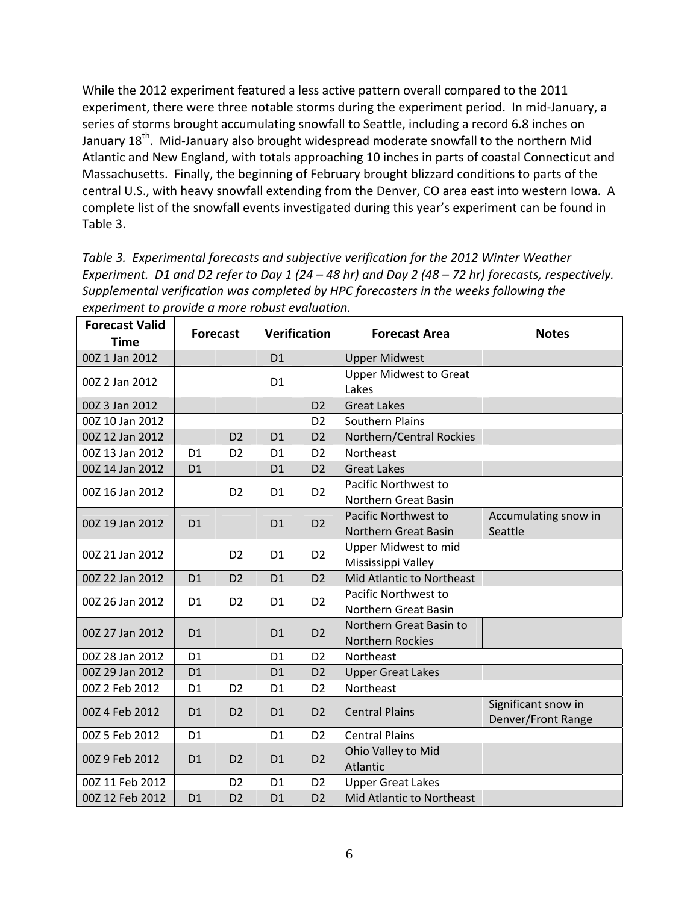While the 2012 experiment featured a less active pattern overall compared to the 2011 experiment, there were three notable storms during the experiment period. In mid-January, a series of storms brought accumulating snowfall to Seattle, including a record 6.8 inches on January 18th. Mid-January also brought widespread moderate snowfall to the northern Mid Atlantic and New England, with totals approaching 10 inches in parts of coastal Connecticut and Massachusetts. Finally, the beginning of February brought blizzard conditions to parts of the central U.S., with heavy snowfall extending from the Denver, CO area east into western Iowa. A complete list of the snowfall events investigated during this year's experiment can be found in Table 3.

*Table 3. Experimental forecasts and subjective verification for the 2012 Winter Weather Experiment. D1 and D2 refer to Day 1 (24 – 48 hr) and Day 2 (48 – 72 hr) forecasts, respectively. Supplemental verification was completed by HPC forecasters in the weeks following the experiment to provide a more robust evaluation.*

| Forecast Valid Time | Forecast | | Verification | | Forecast Area | Notes |
|---|---|---|---|---|---|---|
| 00Z 1 Jan 2012 | | | D1 | | Upper Midwest | |
| 00Z 2 Jan 2012 | | | D1 | | Upper Midwest to Great Lakes | |
| 00Z 3 Jan 2012 | | | | D2 | Great Lakes | |
| 00Z 10 Jan 2012 | | | | D2 | Southern Plains | |
| 00Z 12 Jan 2012 | | D2 | D1 | D2 | Northern/Central Rockies | |
| 00Z 13 Jan 2012 | D1 | D2 | D1 | D2 | Northeast | |
| 00Z 14 Jan 2012 | D1 | | D1 | D2 | Great Lakes | |
| 00Z 16 Jan 2012 | | D2 | D1 | D2 | Pacific Northwest to Northern Great Basin | |
| 00Z 19 Jan 2012 | D1 | | D1 | D2 | Pacific Northwest to Northern Great Basin | Accumulating snow in Seattle |
| 00Z 21 Jan 2012 | | D2 | D1 | D2 | Upper Midwest to mid Mississippi Valley | |
| 00Z 22 Jan 2012 | D1 | D2 | D1 | D2 | Mid Atlantic to Northeast | |
| 00Z 26 Jan 2012 | D1 | D2 | D1 | D2 | Pacific Northwest to Northern Great Basin | |
| 00Z 27 Jan 2012 | D1 | | D1 | D2 | Northern Great Basin to Northern Rockies | |
| 00Z 28 Jan 2012 | D1 | | D1 | D2 | Northeast | |
| 00Z 29 Jan 2012 | D1 | | D1 | D2 | Upper Great Lakes | |
| 00Z 2 Feb 2012 | D1 | D2 | D1 | D2 | Northeast | |
| 00Z 4 Feb 2012 | D1 | D2 | D1 | D2 | Central Plains | Significant snow in Denver/Front Range |
| 00Z 5 Feb 2012 | D1 | | D1 | D2 | Central Plains | |
| 00Z 9 Feb 2012 | D1 | D2 | D1 | D2 | Ohio Valley to Mid Atlantic | |
| 00Z 11 Feb 2012 | | D2 | D1 | D2 | Upper Great Lakes | |
| 00Z 12 Feb 2012 | D1 | D2 | D1 | D2 | Mid Atlantic to Northeast | |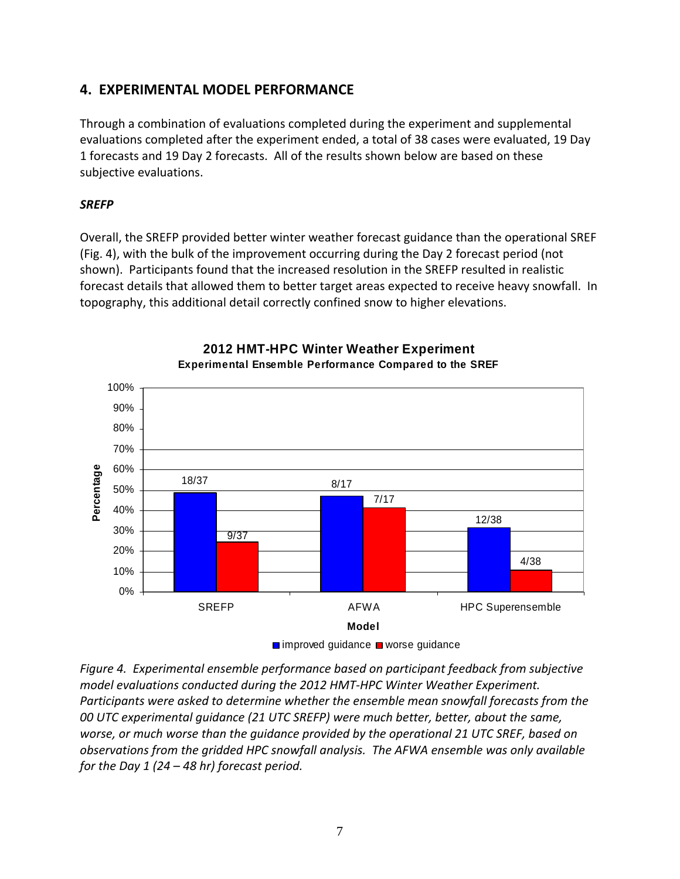## 4. EXPERIMENTAL MODEL PERFORMANCE

Through a combination of evaluations completed during the experiment and supplemental evaluations completed after the experiment ended, a total of 38 cases were evaluated, 19 Day 1 forecasts and 19 Day 2 forecasts. All of the results shown below are based on these subjective evaluations.

### *SREFP*

Overall, the SREFP provided better winter weather forecast guidance than the operational SREF (Fig. 4), with the bulk of the improvement occurring during the Day 2 forecast period (not shown). Participants found that the increased resolution in the SREFP resulted in realistic forecast details that allowed them to better target areas expected to receive heavy snowfall. In topography, this additional detail correctly confined snow to higher elevations.

**2012 HMT-HPC Winter Weather Experiment**
**Experimental Ensemble Performance Compared to the SREF**

Percentage

100%
90%
80%
70%
60%
50%
40%
30%
20%
10%
0%

18/37
9/37
8/17
7/17
12/38
4/38

SREFP
AFWA
HPC Superensemble

Model

improved guidance
worse guidance

*Figure 4. Experimental ensemble performance based on participant feedback from subjective model evaluations conducted during the 2012 HMT-HPC Winter Weather Experiment. Participants were asked to determine whether the ensemble mean snowfall forecasts from the 00 UTC experimental guidance (21 UTC SREFP) were much better, better, about the same, worse, or much worse than the guidance provided by the operational 21 UTC SREF, based on observations from the gridded HPC snowfall analysis. The AFWA ensemble was only available for the Day 1 (24 – 48 hr) forecast period.*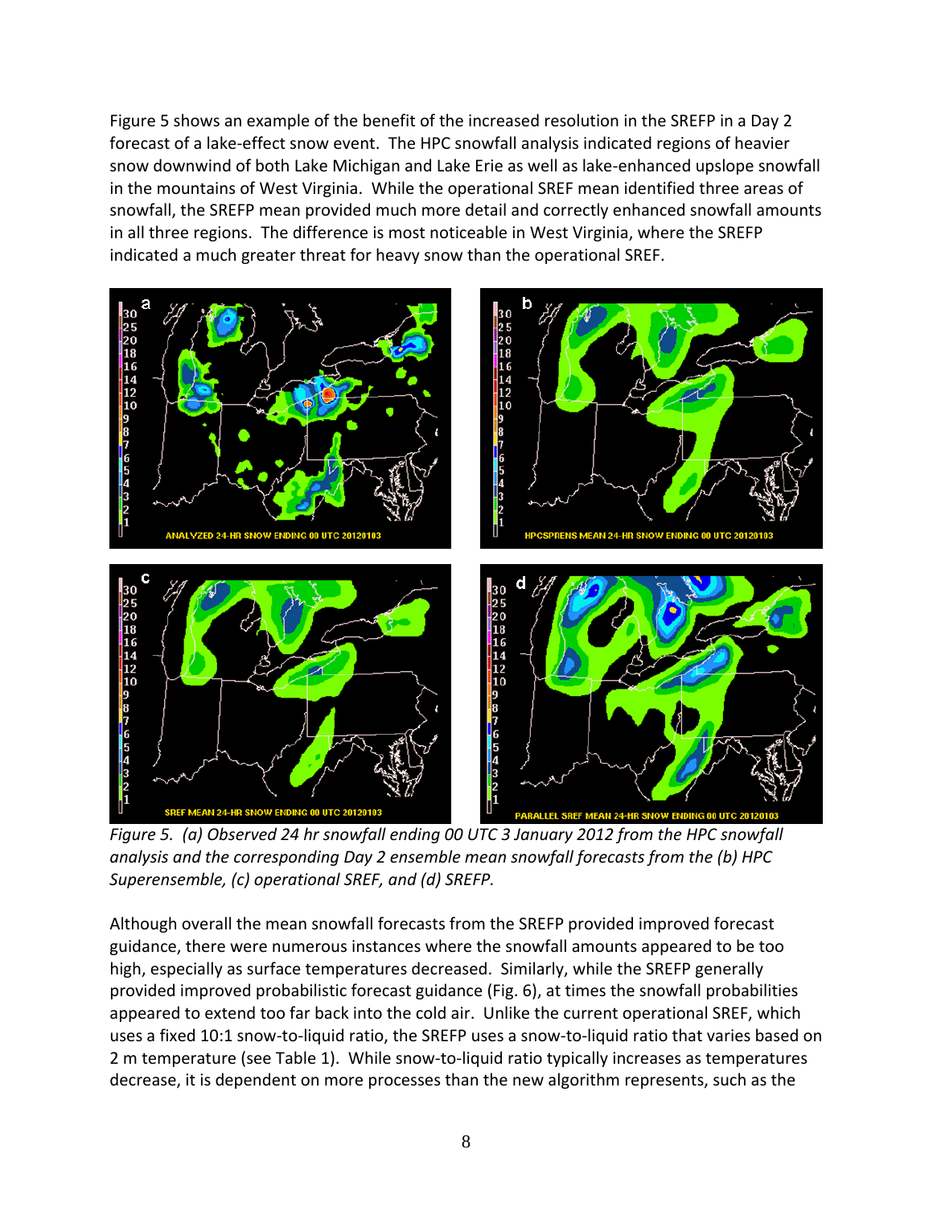Figure 5 shows an example of the benefit of the increased resolution in the SREFP in a Day 2 forecast of a lake-effect snow event. The HPC snowfall analysis indicated regions of heavier snow downwind of both Lake Michigan and Lake Erie as well as lake-enhanced upslope snowfall in the mountains of West Virginia. While the operational SREF mean identified three areas of snowfall, the SREFP mean provided much more detail and correctly enhanced snowfall amounts in all three regions. The difference is most noticeable in West Virginia, where the SREFP indicated a much greater threat for heavy snow than the operational SREF.

a
30
25
20
18
16
14
12
10
9
8
7
6
5
4
3
2
1
ANALYZED 24-HR SNOW ENDING 00 UTC 20120103

b
30
25
20
18
16
14
12
10
9
8
7
6
5
4
3
2
1
HPCSPRENS MEAN 24-HR SNOW ENDING 00 UTC 20120103

c
30
25
20
18
16
14
12
10
9
8
7
6
5
4
3
2
1
SREF MEAN 24-HR SNOW ENDING 00 UTC 20120103

d
30
25
20
18
16
14
12
10
9
8
7
6
5
4
3
2
1
PARALLEL SREF MEAN 24-HR SNOW ENDING 00 UTC 20120103

*Figure 5. (a) Observed 24 hr snowfall ending 00 UTC 3 January 2012 from the HPC snowfall analysis and the corresponding Day 2 ensemble mean snowfall forecasts from the (b) HPC Superensemble, (c) operational SREF, and (d) SREFP.*

Although overall the mean snowfall forecasts from the SREFP provided improved forecast guidance, there were numerous instances where the snowfall amounts appeared to be too high, especially as surface temperatures decreased. Similarly, while the SREFP generally provided improved probabilistic forecast guidance (Fig. 6), at times the snowfall probabilities appeared to extend too far back into the cold air. Unlike the current operational SREF, which uses a fixed 10:1 snow-to-liquid ratio, the SREFP uses a snow-to-liquid ratio that varies based on 2 m temperature (see Table 1). While snow-to-liquid ratio typically increases as temperatures decrease, it is dependent on more processes than the new algorithm represents, such as the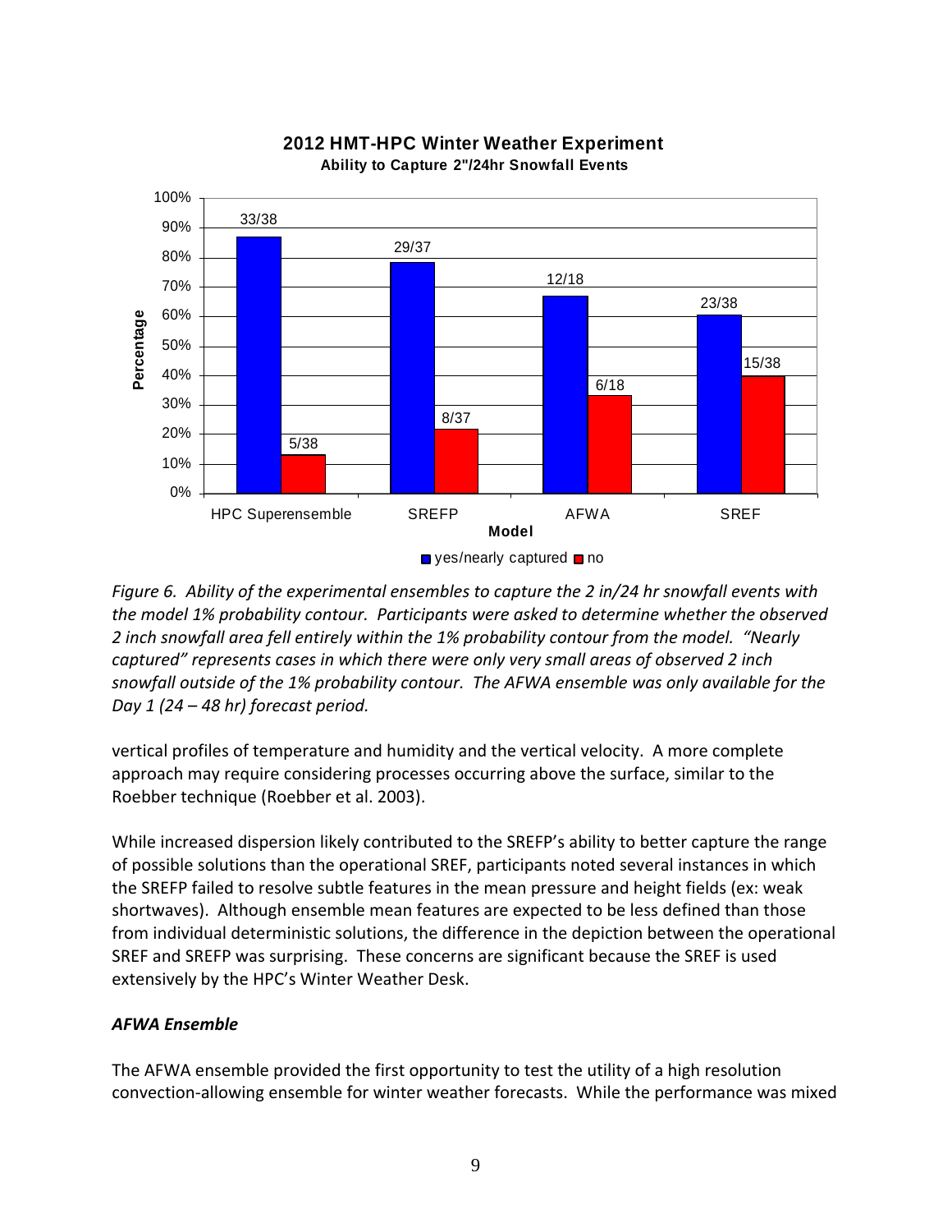2012 HMT-HPC Winter Weather Experiment

Ability to Capture 2"/24hr Snowfall Events

Percentage

100%
90%
80%
70%
60%
50%
40%
30%
20%
10%
0%

33/38
5/38
29/37
8/37
12/18
6/18
23/38
15/38

HPC Superensemble
SREFP
AFWA
SREF

Model

yes/nearly captured
no

*Figure 6. Ability of the experimental ensembles to capture the 2 in/24 hr snowfall events with the model 1% probability contour. Participants were asked to determine whether the observed 2 inch snowfall area fell entirely within the 1% probability contour from the model. "Nearly captured" represents cases in which there were only very small areas of observed 2 inch snowfall outside of the 1% probability contour. The AFWA ensemble was only available for the Day 1 (24 – 48 hr) forecast period.*

vertical profiles of temperature and humidity and the vertical velocity. A more complete approach may require considering processes occurring above the surface, similar to the Roebber technique (Roebber et al. 2003).

While increased dispersion likely contributed to the SREFP's ability to better capture the range of possible solutions than the operational SREF, participants noted several instances in which the SREFP failed to resolve subtle features in the mean pressure and height fields (ex: weak shortwaves). Although ensemble mean features are expected to be less defined than those from individual deterministic solutions, the difference in the depiction between the operational SREF and SREFP was surprising. These concerns are significant because the SREF is used extensively by the HPC's Winter Weather Desk.

### *AFWA Ensemble*

The AFWA ensemble provided the first opportunity to test the utility of a high resolution convection-allowing ensemble for winter weather forecasts. While the performance was mixed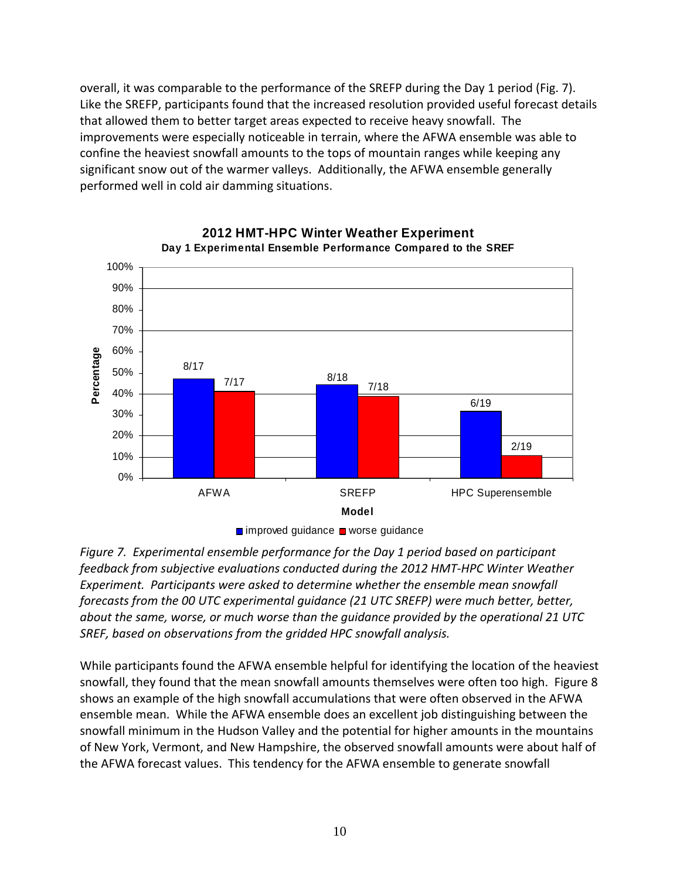overall, it was comparable to the performance of the SREFP during the Day 1 period (Fig. 7). Like the SREFP, participants found that the increased resolution provided useful forecast details that allowed them to better target areas expected to receive heavy snowfall. The improvements were especially noticeable in terrain, where the AFWA ensemble was able to confine the heaviest snowfall amounts to the tops of mountain ranges while keeping any significant snow out of the warmer valleys. Additionally, the AFWA ensemble generally performed well in cold air damming situations.

**2012 HMT-HPC Winter Weather Experiment**

**Day 1 Experimental Ensemble Performance Compared to the SREF**

Percentage

100%
90%
80%
70%
60%
50%
40%
30%
20%
10%
0%

8/17
7/17
8/18
7/18
6/19
2/19

AFWA
SREFP
HPC Superensemble

Model

improved guidance
worse guidance

*Figure 7. Experimental ensemble performance for the Day 1 period based on participant feedback from subjective evaluations conducted during the 2012 HMT-HPC Winter Weather Experiment. Participants were asked to determine whether the ensemble mean snowfall forecasts from the 00 UTC experimental guidance (21 UTC SREFP) were much better, better, about the same, worse, or much worse than the guidance provided by the operational 21 UTC SREF, based on observations from the gridded HPC snowfall analysis.*

While participants found the AFWA ensemble helpful for identifying the location of the heaviest snowfall, they found that the mean snowfall amounts themselves were often too high. Figure 8 shows an example of the high snowfall accumulations that were often observed in the AFWA ensemble mean. While the AFWA ensemble does an excellent job distinguishing between the snowfall minimum in the Hudson Valley and the potential for higher amounts in the mountains of New York, Vermont, and New Hampshire, the observed snowfall amounts were about half of the AFWA forecast values. This tendency for the AFWA ensemble to generate snowfall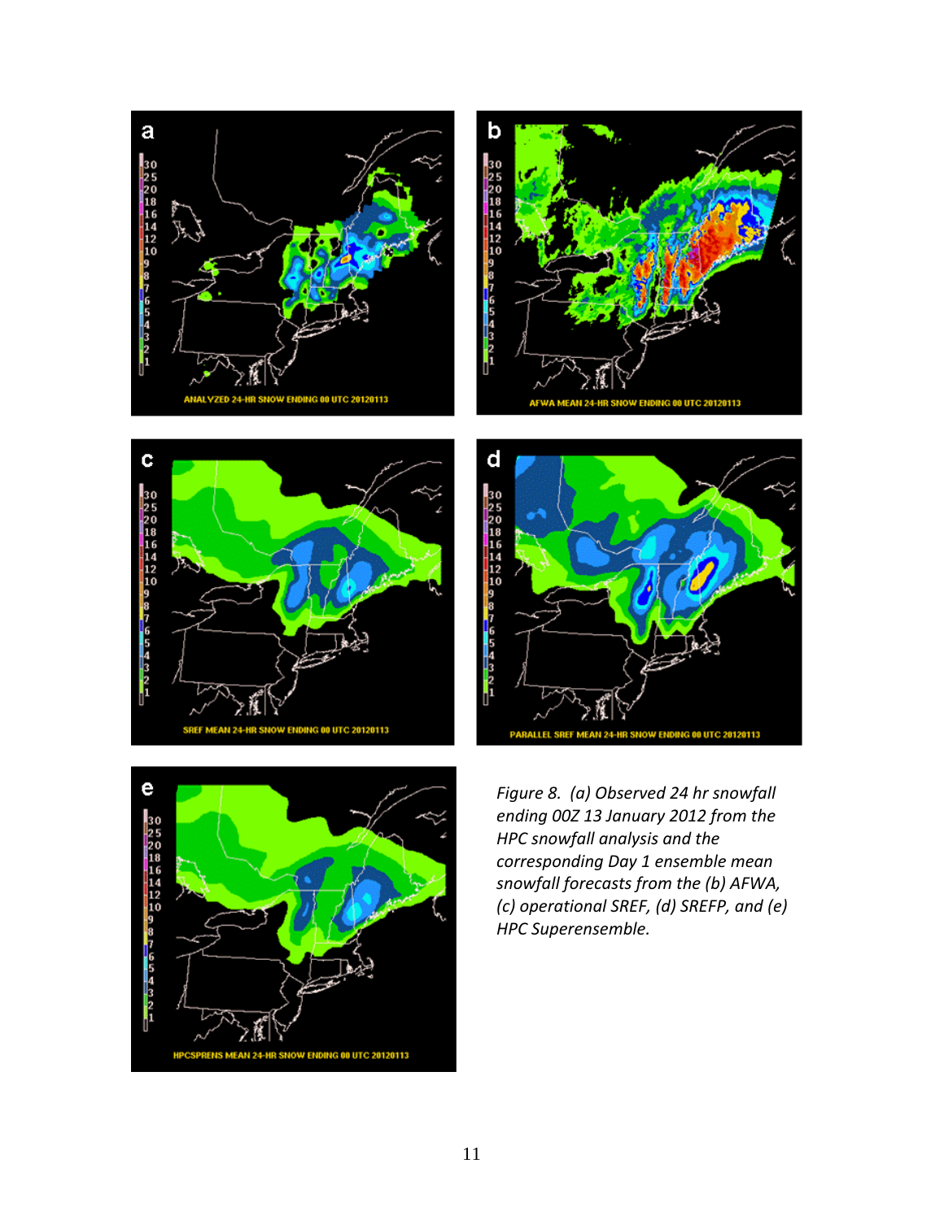a

30
25
20
18
16
14
12
10
9
8
7
6
5
4
3
2
1

ANALYZED 24-HR SNOW ENDING 00 UTC 20120113

b

30
25
20
18
16
14
12
10
9
8
7
6
5
4
3
2
1

AFWA MEAN 24-HR SNOW ENDING 00 UTC 20120113

c

30
25
20
18
16
14
12
10
9
8
7
6
5
4
3
2
1

SREF MEAN 24-HR SNOW ENDING 00 UTC 20120113

d

30
25
20
18
16
14
12
10
9
8
7
6
5
4
3
2
1

PARALLEL SREF MEAN 24-HR SNOW ENDING 00 UTC 20120113

e

30
25
20
18
16
14
12
10
9
8
7
6
5
4
3
2
1

HPCSPRENS MEAN 24-HR SNOW ENDING 00 UTC 20120113

*Figure 8. (a) Observed 24 hr snowfall ending 00Z 13 January 2012 from the HPC snowfall analysis and the corresponding Day 1 ensemble mean snowfall forecasts from the (b) AFWA, (c) operational SREF, (d) SREFP, and (e) HPC Superensemble.*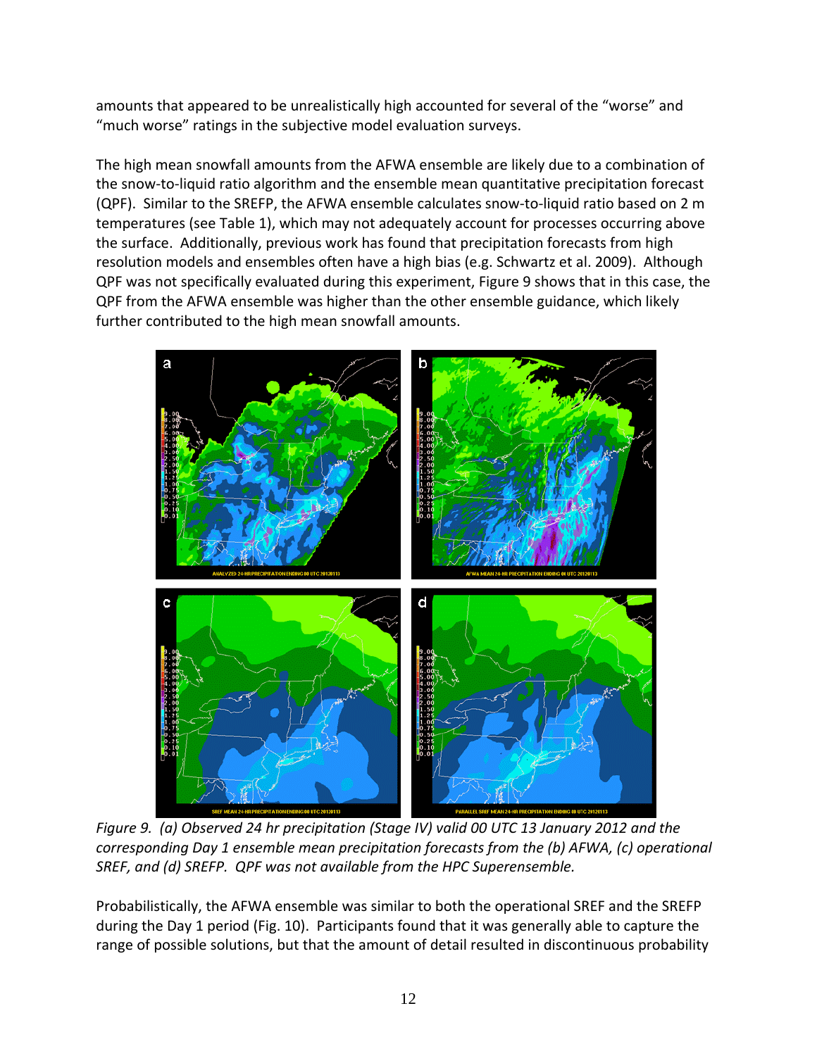amounts that appeared to be unrealistically high accounted for several of the "worse" and "much worse" ratings in the subjective model evaluation surveys.

The high mean snowfall amounts from the AFWA ensemble are likely due to a combination of the snow-to-liquid ratio algorithm and the ensemble mean quantitative precipitation forecast (QPF). Similar to the SREFP, the AFWA ensemble calculates snow-to-liquid ratio based on 2 m temperatures (see Table 1), which may not adequately account for processes occurring above the surface. Additionally, previous work has found that precipitation forecasts from high resolution models and ensembles often have a high bias (e.g. Schwartz et al. 2009). Although QPF was not specifically evaluated during this experiment, Figure 9 shows that in this case, the QPF from the AFWA ensemble was higher than the other ensemble guidance, which likely further contributed to the high mean snowfall amounts.

a

9.00
8.00
7.00
6.00
5.00
4.00
3.00
2.50
2.00
1.50
1.25
1.00
0.75
0.50
0.25
0.10
0.01

ANALYZED 24-HR PRECIPITATION ENDING 00 UTC 20120113

b

AFWA MEAN 24-HR PRECIPITATION ENDING 00 UTC 20120113

c

SREF MEAN 24-HR PRECIPITATION ENDING 00 UTC 20120113

d

PARALLEL SREF MEAN 24-HR PRECIPITATION ENDING 00 UTC 20120113

*Figure 9. (a) Observed 24 hr precipitation (Stage IV) valid 00 UTC 13 January 2012 and the corresponding Day 1 ensemble mean precipitation forecasts from the (b) AFWA, (c) operational SREF, and (d) SREFP. QPF was not available from the HPC Superensemble.*

Probabilistically, the AFWA ensemble was similar to both the operational SREF and the SREFP during the Day 1 period (Fig. 10). Participants found that it was generally able to capture the range of possible solutions, but that the amount of detail resulted in discontinuous probability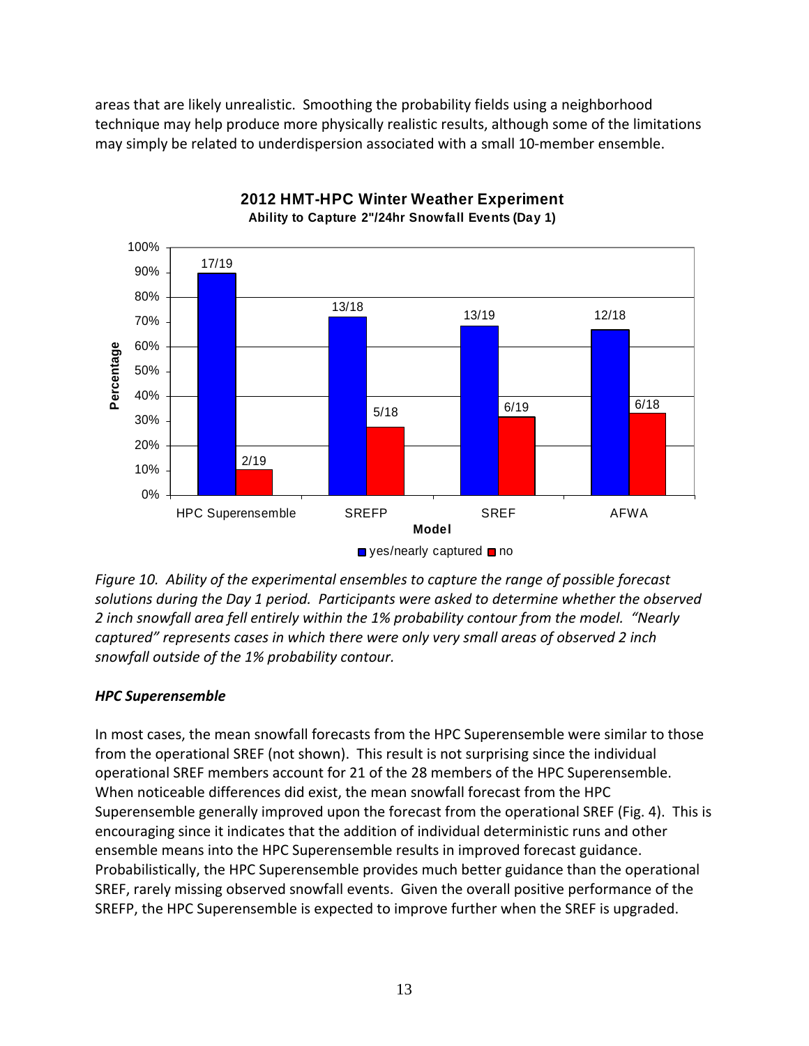areas that are likely unrealistic. Smoothing the probability fields using a neighborhood technique may help produce more physically realistic results, although some of the limitations may simply be related to underdispersion associated with a small 10-member ensemble.

**2012 HMT-HPC Winter Weather Experiment**
**Ability to Capture 2"/24hr Snowfall Events (Day 1)**

Percentage

100%
90%
80%
70%
60%
50%
40%
30%
20%
10%
0%

17/19
2/19
13/18
5/18
13/19
6/19
12/18
6/18

HPC Superensemble
SREFP
SREF
AFWA

Model

yes/nearly captured
no

*Figure 10. Ability of the experimental ensembles to capture the range of possible forecast solutions during the Day 1 period. Participants were asked to determine whether the observed 2 inch snowfall area fell entirely within the 1% probability contour from the model. "Nearly captured" represents cases in which there were only very small areas of observed 2 inch snowfall outside of the 1% probability contour.*

### *HPC Superensemble*

In most cases, the mean snowfall forecasts from the HPC Superensemble were similar to those from the operational SREF (not shown). This result is not surprising since the individual operational SREF members account for 21 of the 28 members of the HPC Superensemble. When noticeable differences did exist, the mean snowfall forecast from the HPC Superensemble generally improved upon the forecast from the operational SREF (Fig. 4). This is encouraging since it indicates that the addition of individual deterministic runs and other ensemble means into the HPC Superensemble results in improved forecast guidance. Probabilistically, the HPC Superensemble provides much better guidance than the operational SREF, rarely missing observed snowfall events. Given the overall positive performance of the SREFP, the HPC Superensemble is expected to improve further when the SREF is upgraded.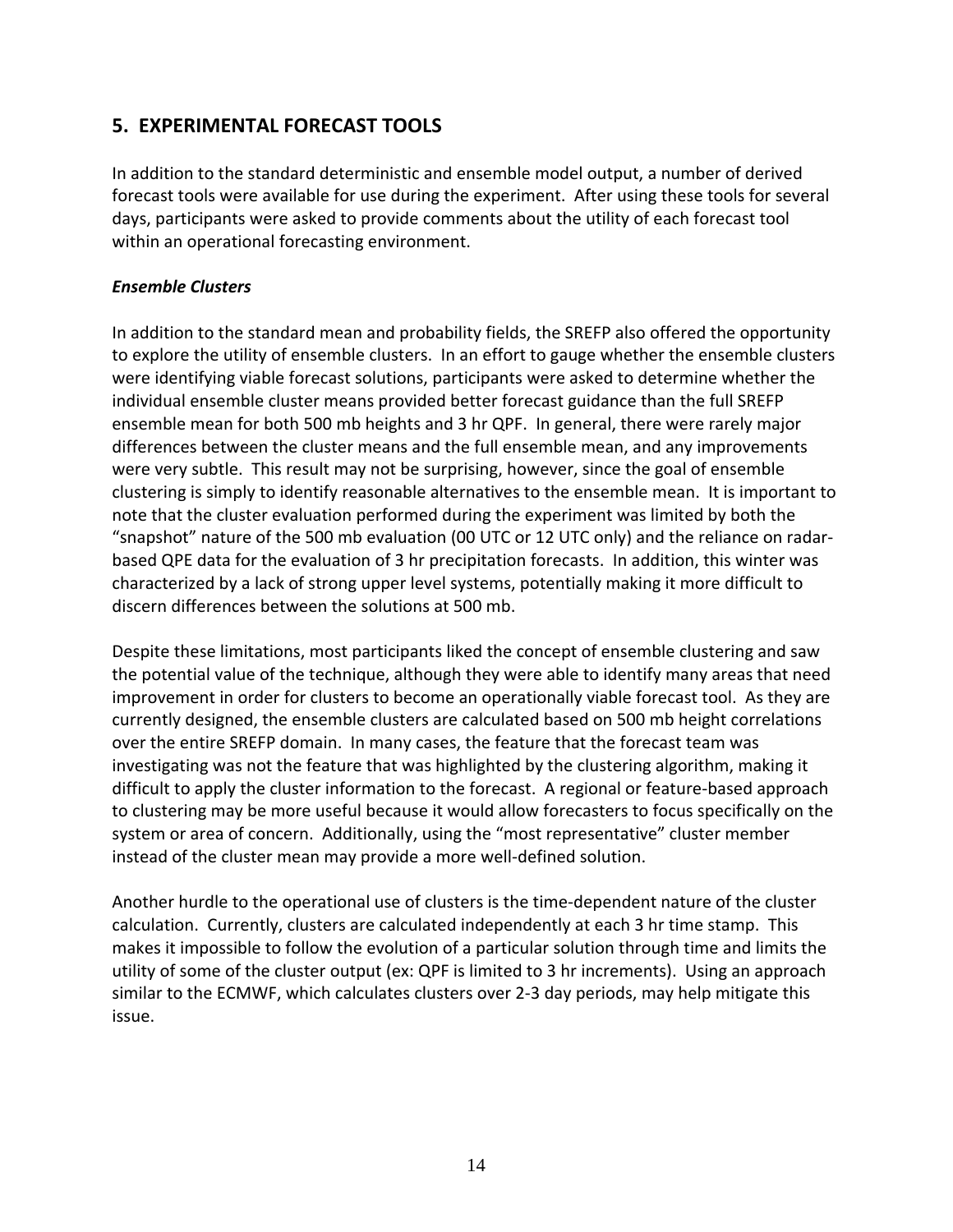## 5. EXPERIMENTAL FORECAST TOOLS

In addition to the standard deterministic and ensemble model output, a number of derived forecast tools were available for use during the experiment. After using these tools for several days, participants were asked to provide comments about the utility of each forecast tool within an operational forecasting environment.

### *Ensemble Clusters*

In addition to the standard mean and probability fields, the SREFP also offered the opportunity to explore the utility of ensemble clusters. In an effort to gauge whether the ensemble clusters were identifying viable forecast solutions, participants were asked to determine whether the individual ensemble cluster means provided better forecast guidance than the full SREFP ensemble mean for both 500 mb heights and 3 hr QPF. In general, there were rarely major differences between the cluster means and the full ensemble mean, and any improvements were very subtle. This result may not be surprising, however, since the goal of ensemble clustering is simply to identify reasonable alternatives to the ensemble mean. It is important to note that the cluster evaluation performed during the experiment was limited by both the "snapshot" nature of the 500 mb evaluation (00 UTC or 12 UTC only) and the reliance on radar-based QPE data for the evaluation of 3 hr precipitation forecasts. In addition, this winter was characterized by a lack of strong upper level systems, potentially making it more difficult to discern differences between the solutions at 500 mb.

Despite these limitations, most participants liked the concept of ensemble clustering and saw the potential value of the technique, although they were able to identify many areas that need improvement in order for clusters to become an operationally viable forecast tool. As they are currently designed, the ensemble clusters are calculated based on 500 mb height correlations over the entire SREFP domain. In many cases, the feature that the forecast team was investigating was not the feature that was highlighted by the clustering algorithm, making it difficult to apply the cluster information to the forecast. A regional or feature-based approach to clustering may be more useful because it would allow forecasters to focus specifically on the system or area of concern. Additionally, using the "most representative" cluster member instead of the cluster mean may provide a more well-defined solution.

Another hurdle to the operational use of clusters is the time-dependent nature of the cluster calculation. Currently, clusters are calculated independently at each 3 hr time stamp. This makes it impossible to follow the evolution of a particular solution through time and limits the utility of some of the cluster output (ex: QPF is limited to 3 hr increments). Using an approach similar to the ECMWF, which calculates clusters over 2-3 day periods, may help mitigate this issue.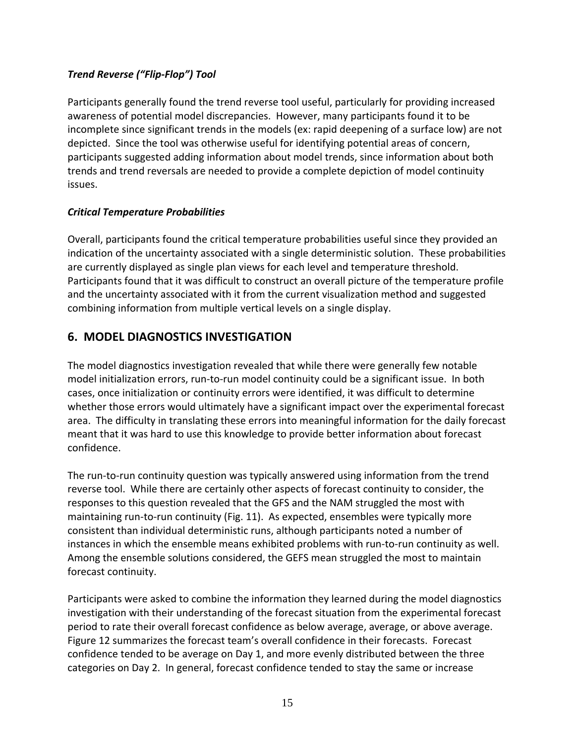***Trend Reverse ("Flip-Flop") Tool***

Participants generally found the trend reverse tool useful, particularly for providing increased awareness of potential model discrepancies. However, many participants found it to be incomplete since significant trends in the models (ex: rapid deepening of a surface low) are not depicted. Since the tool was otherwise useful for identifying potential areas of concern, participants suggested adding information about model trends, since information about both trends and trend reversals are needed to provide a complete depiction of model continuity issues.

***Critical Temperature Probabilities***

Overall, participants found the critical temperature probabilities useful since they provided an indication of the uncertainty associated with a single deterministic solution. These probabilities are currently displayed as single plan views for each level and temperature threshold. Participants found that it was difficult to construct an overall picture of the temperature profile and the uncertainty associated with it from the current visualization method and suggested combining information from multiple vertical levels on a single display.

## 6. MODEL DIAGNOSTICS INVESTIGATION

The model diagnostics investigation revealed that while there were generally few notable model initialization errors, run-to-run model continuity could be a significant issue. In both cases, once initialization or continuity errors were identified, it was difficult to determine whether those errors would ultimately have a significant impact over the experimental forecast area. The difficulty in translating these errors into meaningful information for the daily forecast meant that it was hard to use this knowledge to provide better information about forecast confidence.

The run-to-run continuity question was typically answered using information from the trend reverse tool. While there are certainly other aspects of forecast continuity to consider, the responses to this question revealed that the GFS and the NAM struggled the most with maintaining run-to-run continuity (Fig. 11). As expected, ensembles were typically more consistent than individual deterministic runs, although participants noted a number of instances in which the ensemble means exhibited problems with run-to-run continuity as well. Among the ensemble solutions considered, the GEFS mean struggled the most to maintain forecast continuity.

Participants were asked to combine the information they learned during the model diagnostics investigation with their understanding of the forecast situation from the experimental forecast period to rate their overall forecast confidence as below average, average, or above average. Figure 12 summarizes the forecast team's overall confidence in their forecasts. Forecast confidence tended to be average on Day 1, and more evenly distributed between the three categories on Day 2. In general, forecast confidence tended to stay the same or increase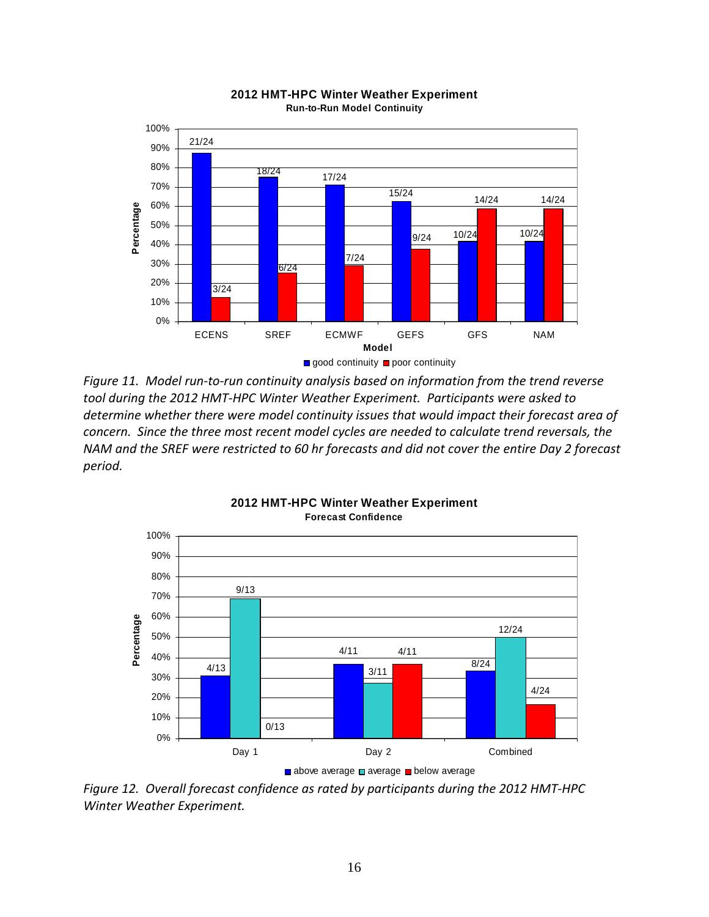2012 HMT-HPC Winter Weather Experiment
Run-to-Run Model Continuity

Percentage

100%
90%
80%
70%
60%
50%
40%
30%
20%
10%
0%

21/24
3/24
18/24
6/24
17/24
7/24
15/24
9/24
10/24
14/24
10/24
14/24

ECENS
SREF
ECMWF
GEFS
GFS
NAM

Model

good continuity
poor continuity

*Figure 11. Model run-to-run continuity analysis based on information from the trend reverse tool during the 2012 HMT-HPC Winter Weather Experiment. Participants were asked to determine whether there were model continuity issues that would impact their forecast area of concern. Since the three most recent model cycles are needed to calculate trend reversals, the NAM and the SREF were restricted to 60 hr forecasts and did not cover the entire Day 2 forecast period.*

2012 HMT-HPC Winter Weather Experiment
Forecast Confidence

Percentage

100%
90%
80%
70%
60%
50%
40%
30%
20%
10%
0%

4/13
9/13
0/13
4/11
3/11
4/11
8/24
12/24
4/24

Day 1
Day 2
Combined

above average
average
below average

*Figure 12. Overall forecast confidence as rated by participants during the 2012 HMT-HPC Winter Weather Experiment.*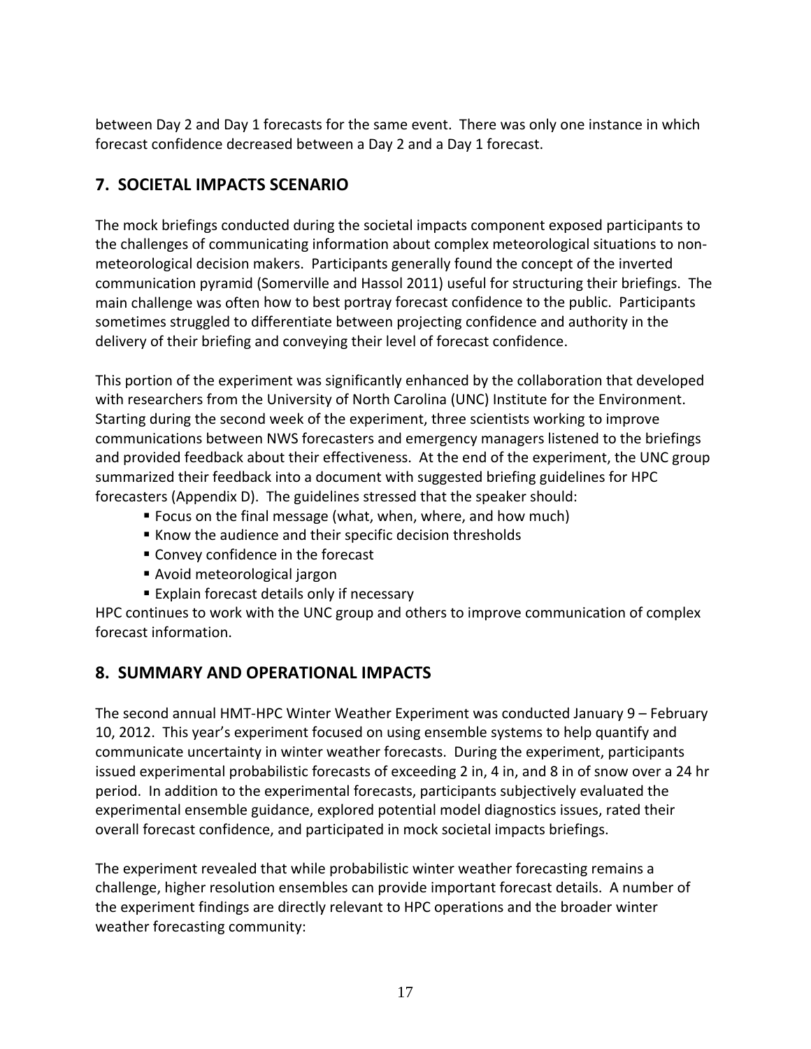between Day 2 and Day 1 forecasts for the same event. There was only one instance in which forecast confidence decreased between a Day 2 and a Day 1 forecast.

## 7. SOCIETAL IMPACTS SCENARIO

The mock briefings conducted during the societal impacts component exposed participants to the challenges of communicating information about complex meteorological situations to non-meteorological decision makers. Participants generally found the concept of the inverted communication pyramid (Somerville and Hassol 2011) useful for structuring their briefings. The main challenge was often how to best portray forecast confidence to the public. Participants sometimes struggled to differentiate between projecting confidence and authority in the delivery of their briefing and conveying their level of forecast confidence.

This portion of the experiment was significantly enhanced by the collaboration that developed with researchers from the University of North Carolina (UNC) Institute for the Environment. Starting during the second week of the experiment, three scientists working to improve communications between NWS forecasters and emergency managers listened to the briefings and provided feedback about their effectiveness. At the end of the experiment, the UNC group summarized their feedback into a document with suggested briefing guidelines for HPC forecasters (Appendix D). The guidelines stressed that the speaker should:

- Focus on the final message (what, when, where, and how much)
- Know the audience and their specific decision thresholds
- Convey confidence in the forecast
- Avoid meteorological jargon
- Explain forecast details only if necessary

HPC continues to work with the UNC group and others to improve communication of complex forecast information.

## 8. SUMMARY AND OPERATIONAL IMPACTS

The second annual HMT-HPC Winter Weather Experiment was conducted January 9 – February 10, 2012. This year's experiment focused on using ensemble systems to help quantify and communicate uncertainty in winter weather forecasts. During the experiment, participants issued experimental probabilistic forecasts of exceeding 2 in, 4 in, and 8 in of snow over a 24 hr period. In addition to the experimental forecasts, participants subjectively evaluated the experimental ensemble guidance, explored potential model diagnostics issues, rated their overall forecast confidence, and participated in mock societal impacts briefings.

The experiment revealed that while probabilistic winter weather forecasting remains a challenge, higher resolution ensembles can provide important forecast details. A number of the experiment findings are directly relevant to HPC operations and the broader winter weather forecasting community: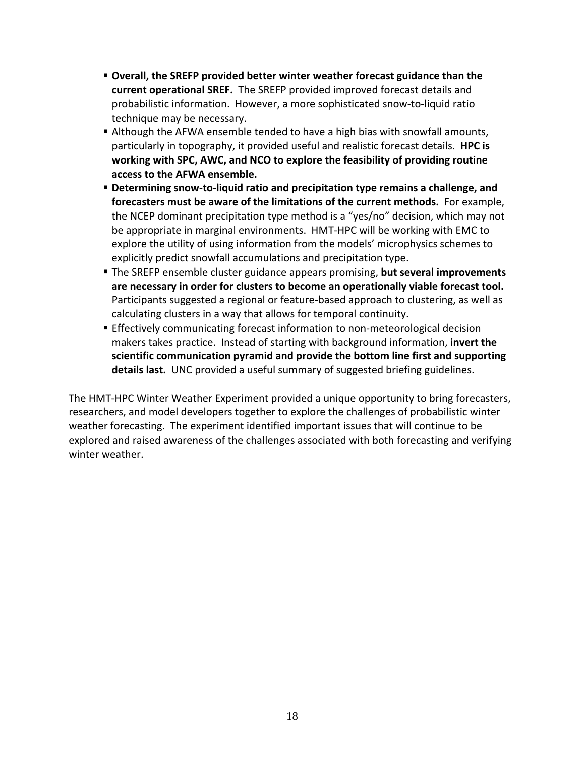- **Overall, the SREFP provided better winter weather forecast guidance than the current operational SREF.** The SREFP provided improved forecast details and probabilistic information. However, a more sophisticated snow-to-liquid ratio technique may be necessary.
- Although the AFWA ensemble tended to have a high bias with snowfall amounts, particularly in topography, it provided useful and realistic forecast details. **HPC is working with SPC, AWC, and NCO to explore the feasibility of providing routine access to the AFWA ensemble.**
- **Determining snow-to-liquid ratio and precipitation type remains a challenge, and forecasters must be aware of the limitations of the current methods.** For example, the NCEP dominant precipitation type method is a "yes/no" decision, which may not be appropriate in marginal environments. HMT-HPC will be working with EMC to explore the utility of using information from the models' microphysics schemes to explicitly predict snowfall accumulations and precipitation type.
- The SREFP ensemble cluster guidance appears promising, **but several improvements are necessary in order for clusters to become an operationally viable forecast tool.** Participants suggested a regional or feature-based approach to clustering, as well as calculating clusters in a way that allows for temporal continuity.
- Effectively communicating forecast information to non-meteorological decision makers takes practice. Instead of starting with background information, **invert the scientific communication pyramid and provide the bottom line first and supporting details last.** UNC provided a useful summary of suggested briefing guidelines.

The HMT-HPC Winter Weather Experiment provided a unique opportunity to bring forecasters, researchers, and model developers together to explore the challenges of probabilistic winter weather forecasting. The experiment identified important issues that will continue to be explored and raised awareness of the challenges associated with both forecasting and verifying winter weather.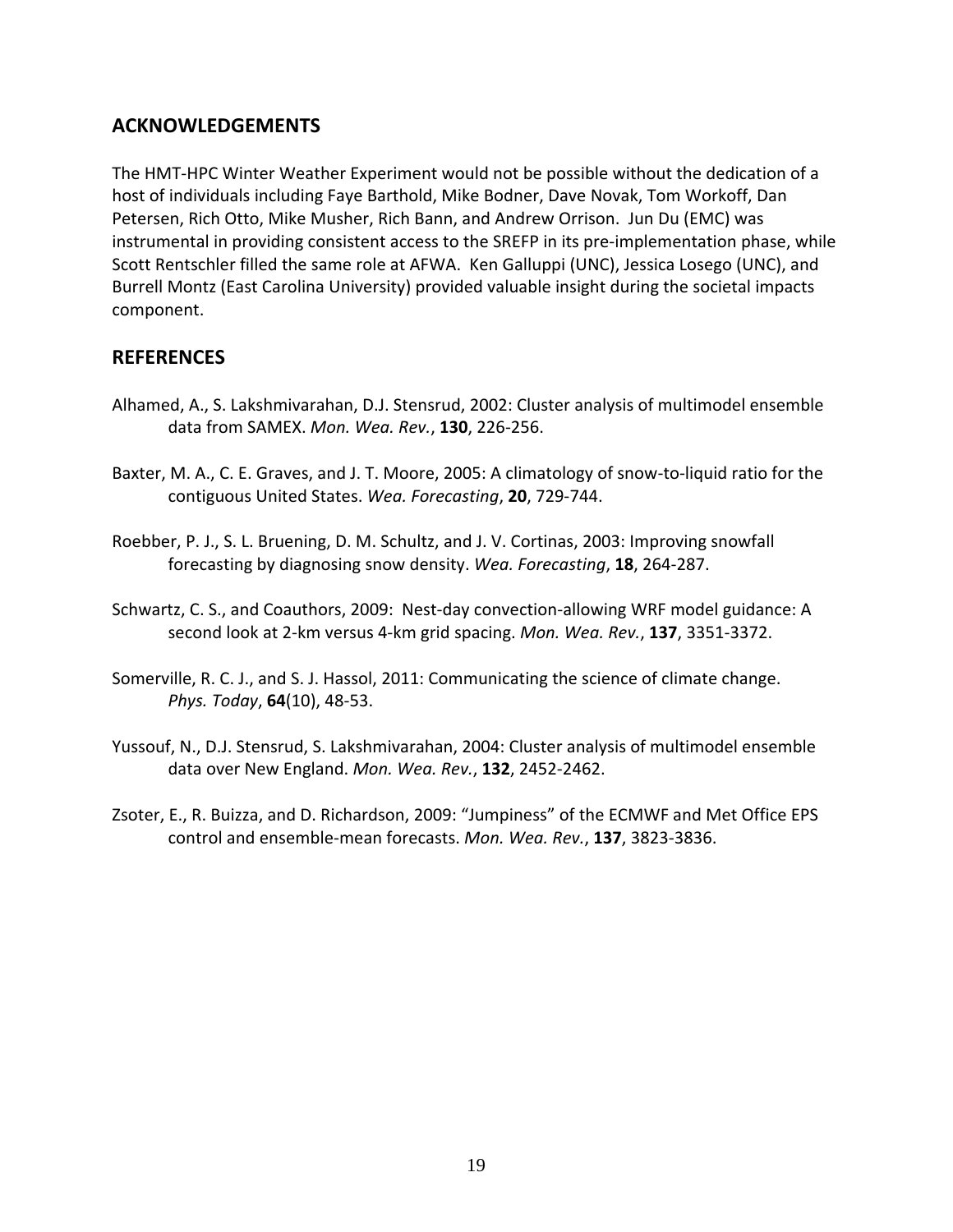## ACKNOWLEDGEMENTS

The HMT-HPC Winter Weather Experiment would not be possible without the dedication of a host of individuals including Faye Barthold, Mike Bodner, Dave Novak, Tom Workoff, Dan Petersen, Rich Otto, Mike Musher, Rich Bann, and Andrew Orrison. Jun Du (EMC) was instrumental in providing consistent access to the SREFP in its pre-implementation phase, while Scott Rentschler filled the same role at AFWA. Ken Galluppi (UNC), Jessica Losego (UNC), and Burrell Montz (East Carolina University) provided valuable insight during the societal impacts component.

## REFERENCES

Alhamed, A., S. Lakshmivarahan, D.J. Stensrud, 2002: Cluster analysis of multimodel ensemble data from SAMEX. *Mon. Wea. Rev.*, **130**, 226-256.

Baxter, M. A., C. E. Graves, and J. T. Moore, 2005: A climatology of snow-to-liquid ratio for the contiguous United States. *Wea. Forecasting*, **20**, 729-744.

Roebber, P. J., S. L. Bruening, D. M. Schultz, and J. V. Cortinas, 2003: Improving snowfall forecasting by diagnosing snow density. *Wea. Forecasting*, **18**, 264-287.

Schwartz, C. S., and Coauthors, 2009: Nest-day convection-allowing WRF model guidance: A second look at 2-km versus 4-km grid spacing. *Mon. Wea. Rev.*, **137**, 3351-3372.

Somerville, R. C. J., and S. J. Hassol, 2011: Communicating the science of climate change. *Phys. Today*, **64**(10), 48-53.

Yussouf, N., D.J. Stensrud, S. Lakshmivarahan, 2004: Cluster analysis of multimodel ensemble data over New England. *Mon. Wea. Rev.*, **132**, 2452-2462.

Zsoter, E., R. Buizza, and D. Richardson, 2009: "Jumpiness" of the ECMWF and Met Office EPS control and ensemble-mean forecasts. *Mon. Wea. Rev.*, **137**, 3823-3836.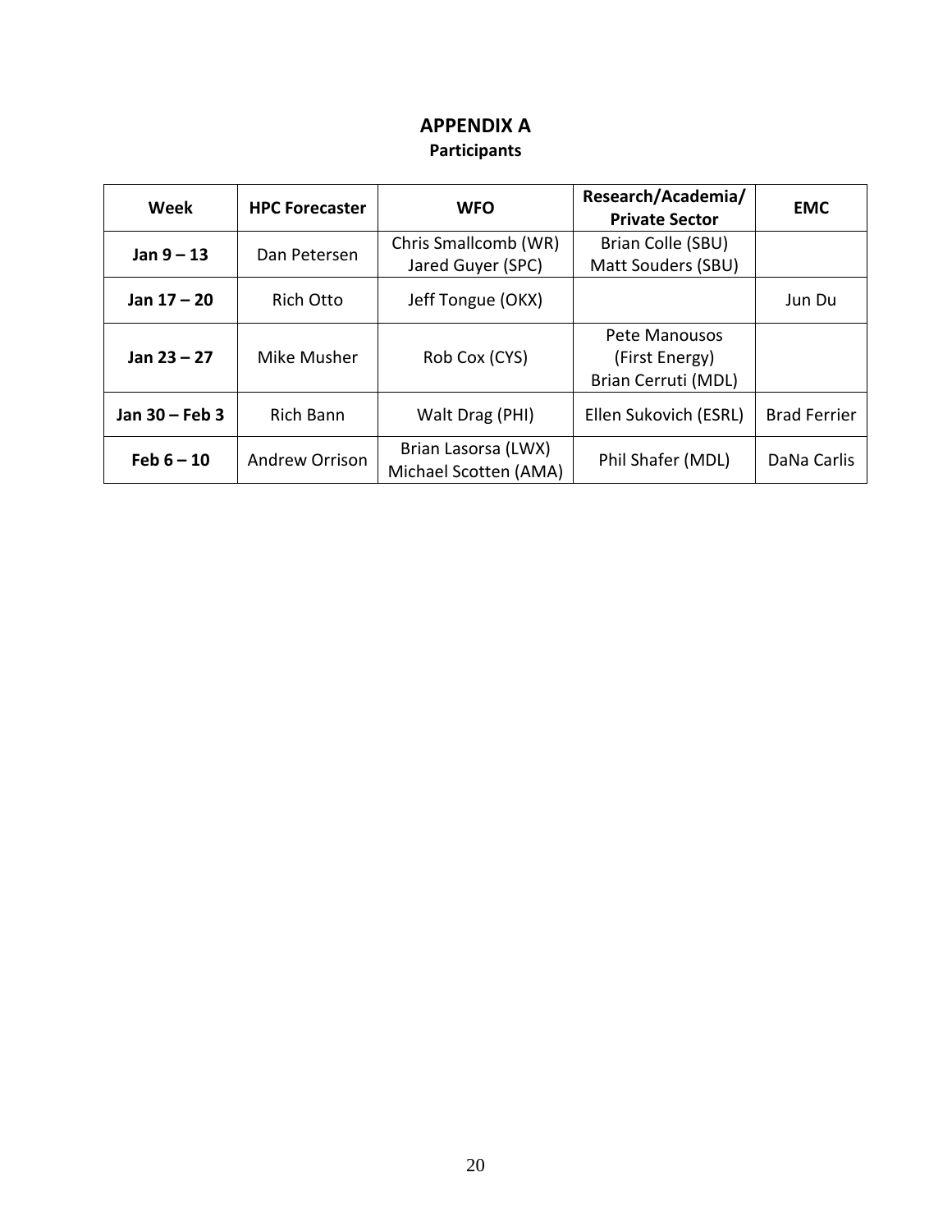# APPENDIX A

## Participants

| Week | HPC Forecaster | WFO | Research/Academia/ Private Sector | EMC |
|---|---|---|---|---|
| **Jan 9 – 13** | Dan Petersen | Chris Smallcomb (WR) Jared Guyer (SPC) | Brian Colle (SBU) Matt Souders (SBU) | |
| **Jan 17 – 20** | Rich Otto | Jeff Tongue (OKX) | | Jun Du |
| **Jan 23 – 27** | Mike Musher | Rob Cox (CYS) | Pete Manousos (First Energy) Brian Cerruti (MDL) | |
| **Jan 30 – Feb 3** | Rich Bann | Walt Drag (PHI) | Ellen Sukovich (ESRL) | Brad Ferrier |
| **Feb 6 – 10** | Andrew Orrison | Brian Lasorsa (LWX) Michael Scotten (AMA) | Phil Shafer (MDL) | DaNa Carlis |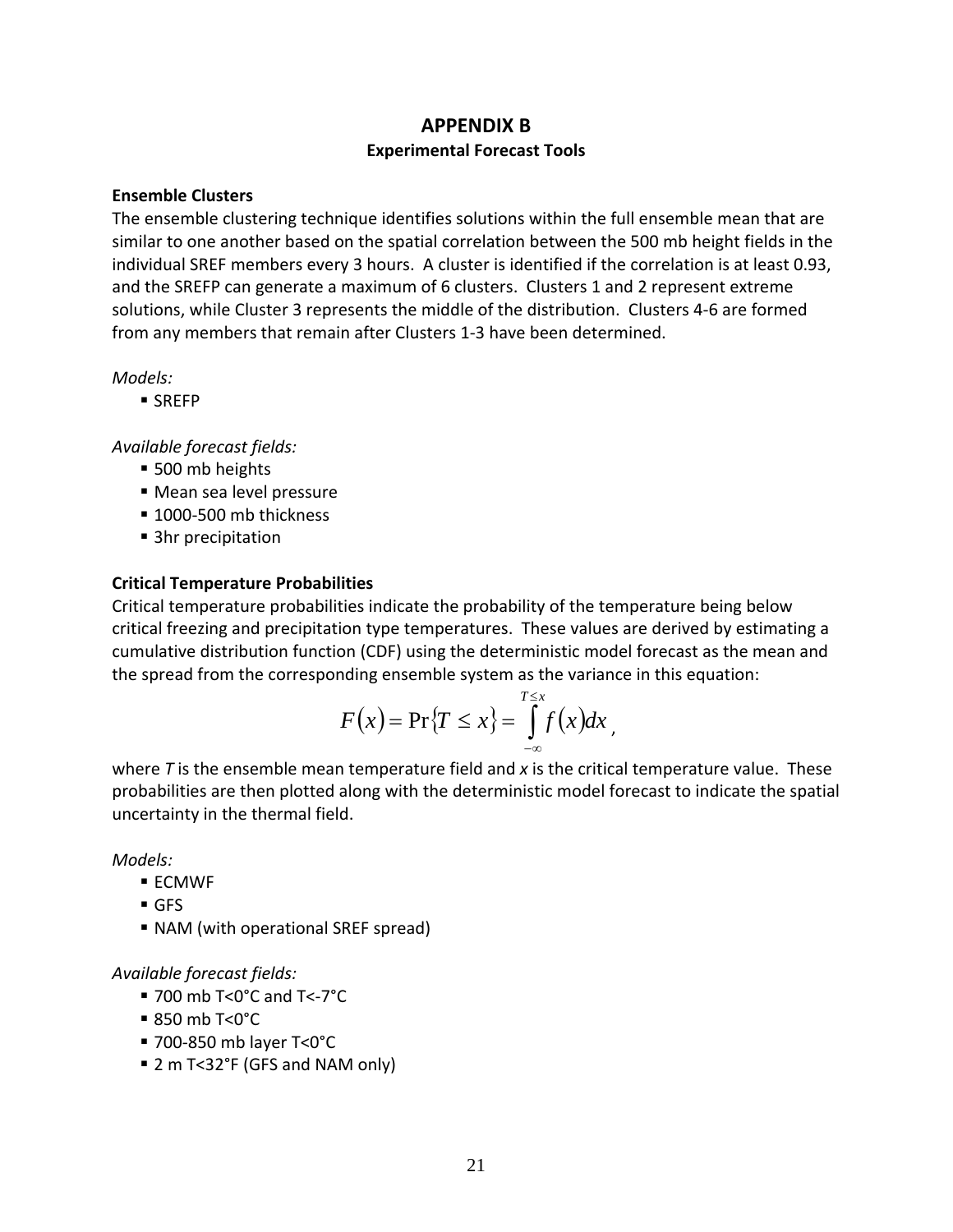## APPENDIX B

### Experimental Forecast Tools

**Ensemble Clusters**

The ensemble clustering technique identifies solutions within the full ensemble mean that are similar to one another based on the spatial correlation between the 500 mb height fields in the individual SREF members every 3 hours. A cluster is identified if the correlation is at least 0.93, and the SREFP can generate a maximum of 6 clusters. Clusters 1 and 2 represent extreme solutions, while Cluster 3 represents the middle of the distribution. Clusters 4-6 are formed from any members that remain after Clusters 1-3 have been determined.

*Models:*

- SREFP

*Available forecast fields:*

- 500 mb heights
- Mean sea level pressure
- 1000-500 mb thickness
- 3hr precipitation

**Critical Temperature Probabilities**

Critical temperature probabilities indicate the probability of the temperature being below critical freezing and precipitation type temperatures. These values are derived by estimating a cumulative distribution function (CDF) using the deterministic model forecast as the mean and the spread from the corresponding ensemble system as the variance in this equation:

$$F(x) = \Pr\{T \leq x\} = \int_{-\infty}^{T \leq x} f(x)dx,$$

where *T* is the ensemble mean temperature field and *x* is the critical temperature value. These probabilities are then plotted along with the deterministic model forecast to indicate the spatial uncertainty in the thermal field.

*Models:*

- ECMWF
- GFS
- NAM (with operational SREF spread)

*Available forecast fields:*

- 700 mb T<0°C and T<-7°C
- 850 mb T<0°C
- 700-850 mb layer T<0°C
- 2 m T<32°F (GFS and NAM only)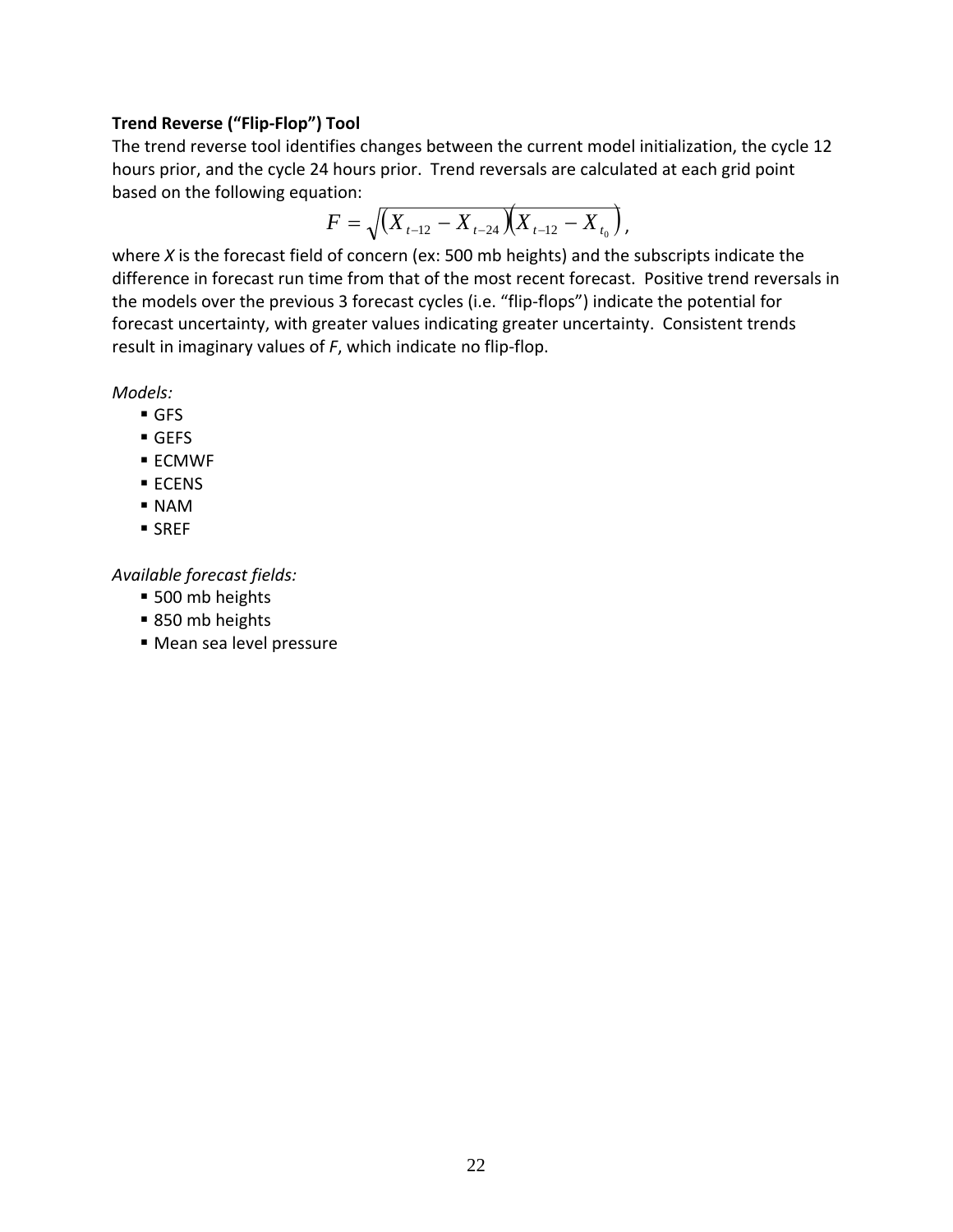**Trend Reverse ("Flip-Flop") Tool**

The trend reverse tool identifies changes between the current model initialization, the cycle 12 hours prior, and the cycle 24 hours prior. Trend reversals are calculated at each grid point based on the following equation:

$$F = \sqrt{\left(X_{t-12} - X_{t-24}\right)\left(X_{t-12} - X_{t_0}\right)},$$

where *X* is the forecast field of concern (ex: 500 mb heights) and the subscripts indicate the difference in forecast run time from that of the most recent forecast. Positive trend reversals in the models over the previous 3 forecast cycles (i.e. "flip-flops") indicate the potential for forecast uncertainty, with greater values indicating greater uncertainty. Consistent trends result in imaginary values of *F*, which indicate no flip-flop.

*Models:*

- GFS
- GEFS
- ECMWF
- ECENS
- NAM
- SREF

*Available forecast fields:*

- 500 mb heights
- 850 mb heights
- Mean sea level pressure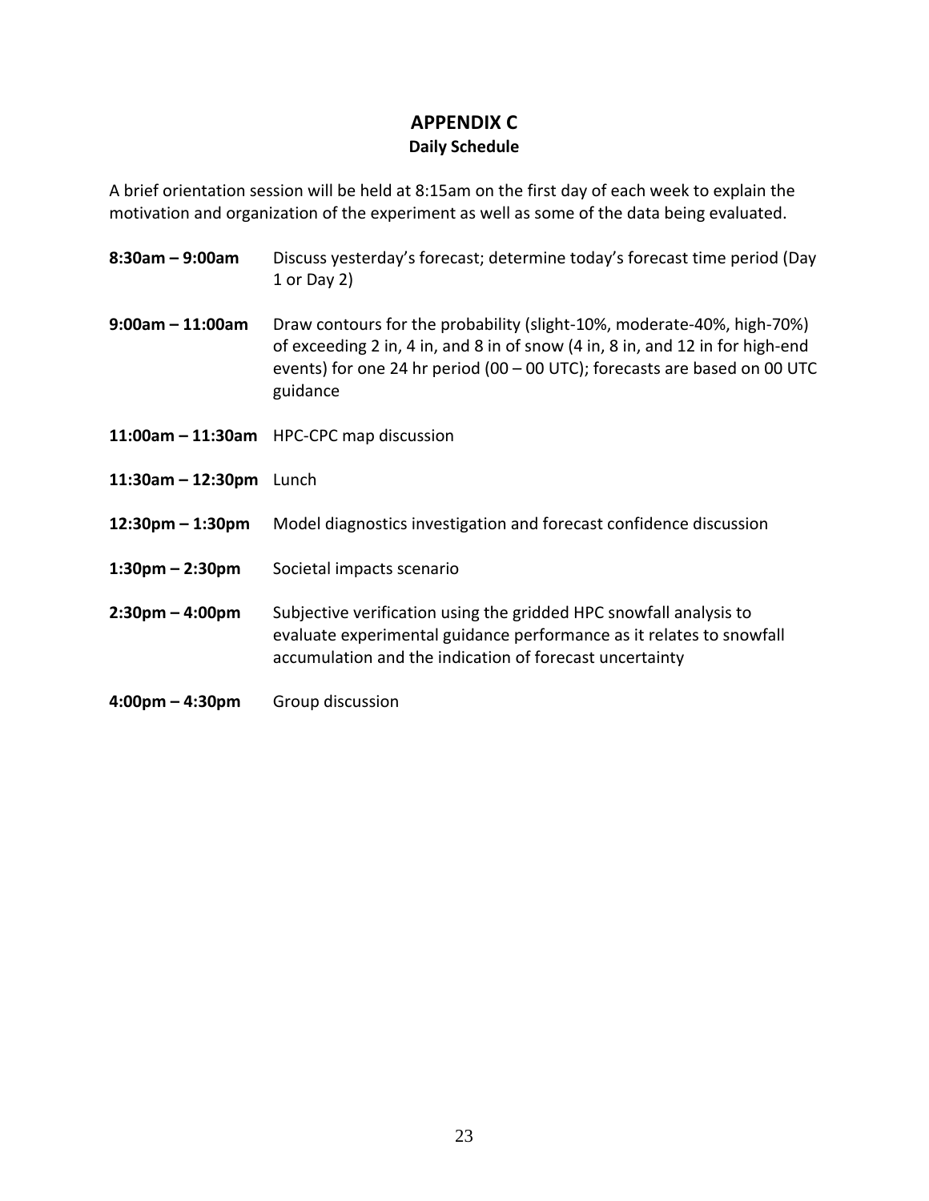# APPENDIX C

## Daily Schedule

A brief orientation session will be held at 8:15am on the first day of each week to explain the motivation and organization of the experiment as well as some of the data being evaluated.

| | |
|---|---|
| **8:30am – 9:00am** | Discuss yesterday's forecast; determine today's forecast time period (Day 1 or Day 2) |
| **9:00am – 11:00am** | Draw contours for the probability (slight-10%, moderate-40%, high-70%) of exceeding 2 in, 4 in, and 8 in of snow (4 in, 8 in, and 12 in for high-end events) for one 24 hr period (00 – 00 UTC); forecasts are based on 00 UTC guidance |
| **11:00am – 11:30am** | HPC-CPC map discussion |
| **11:30am – 12:30pm** | Lunch |
| **12:30pm – 1:30pm** | Model diagnostics investigation and forecast confidence discussion |
| **1:30pm – 2:30pm** | Societal impacts scenario |
| **2:30pm – 4:00pm** | Subjective verification using the gridded HPC snowfall analysis to evaluate experimental guidance performance as it relates to snowfall accumulation and the indication of forecast uncertainty |
| **4:00pm – 4:30pm** | Group discussion |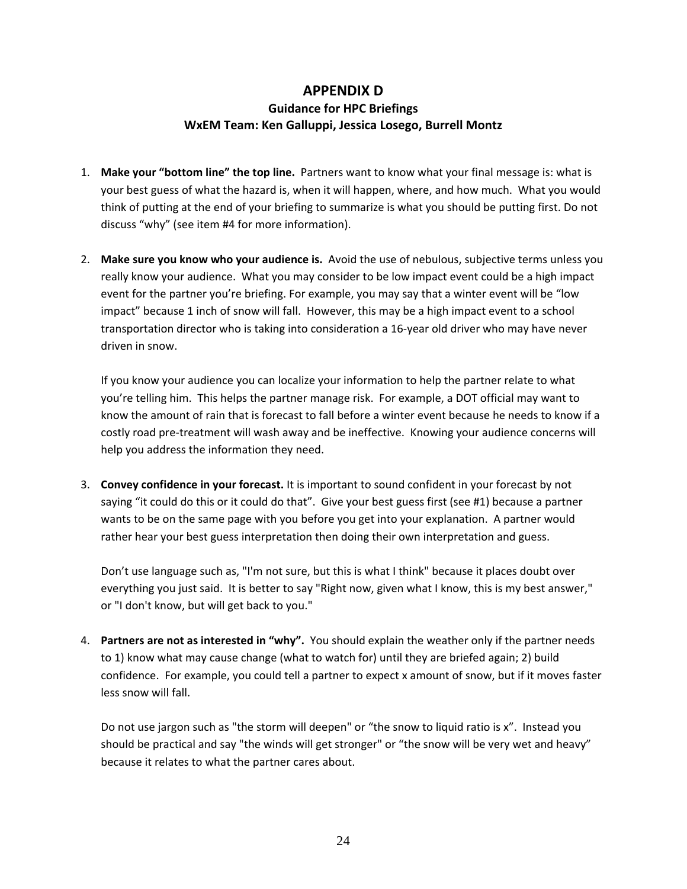# APPENDIX D

## Guidance for HPC Briefings

## WxEM Team: Ken Galluppi, Jessica Losego, Burrell Montz

1. **Make your "bottom line" the top line.** Partners want to know what your final message is: what is your best guess of what the hazard is, when it will happen, where, and how much. What you would think of putting at the end of your briefing to summarize is what you should be putting first. Do not discuss "why" (see item #4 for more information).

2. **Make sure you know who your audience is.** Avoid the use of nebulous, subjective terms unless you really know your audience. What you may consider to be low impact event could be a high impact event for the partner you're briefing. For example, you may say that a winter event will be "low impact" because 1 inch of snow will fall. However, this may be a high impact event to a school transportation director who is taking into consideration a 16-year old driver who may have never driven in snow.

   If you know your audience you can localize your information to help the partner relate to what you're telling him. This helps the partner manage risk. For example, a DOT official may want to know the amount of rain that is forecast to fall before a winter event because he needs to know if a costly road pre-treatment will wash away and be ineffective. Knowing your audience concerns will help you address the information they need.

3. **Convey confidence in your forecast.** It is important to sound confident in your forecast by not saying "it could do this or it could do that". Give your best guess first (see #1) because a partner wants to be on the same page with you before you get into your explanation. A partner would rather hear your best guess interpretation then doing their own interpretation and guess.

   Don't use language such as, "I'm not sure, but this is what I think" because it places doubt over everything you just said. It is better to say "Right now, given what I know, this is my best answer," or "I don't know, but will get back to you."

4. **Partners are not as interested in "why".** You should explain the weather only if the partner needs to 1) know what may cause change (what to watch for) until they are briefed again; 2) build confidence. For example, you could tell a partner to expect x amount of snow, but if it moves faster less snow will fall.

   Do not use jargon such as "the storm will deepen" or "the snow to liquid ratio is x". Instead you should be practical and say "the winds will get stronger" or "the snow will be very wet and heavy" because it relates to what the partner cares about.